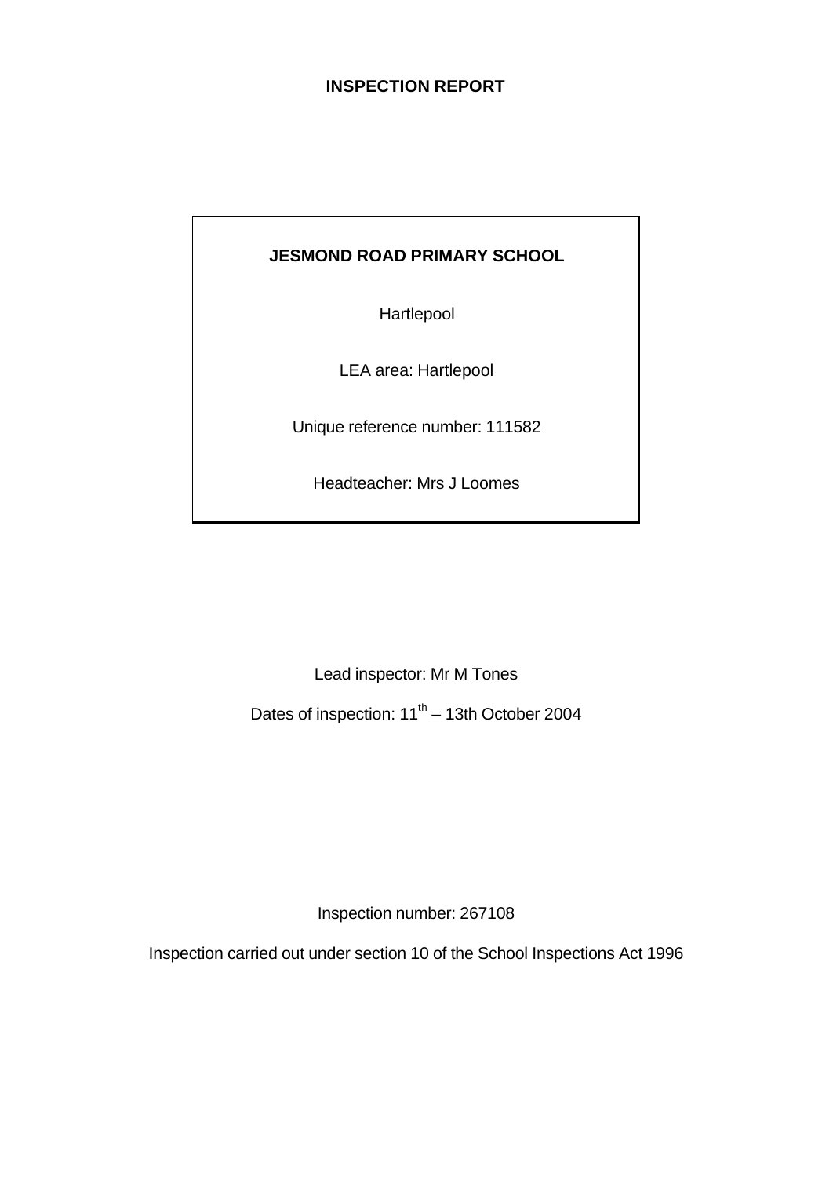# INSPECTION REPORT

**JESMOND ROAD PRIMARY SCHOOL**

Hartlepool

LEA area: Hartlepool

Unique reference number: 111582

Headteacher: Mrs J Loomes

Lead inspector: Mr M Tones

Dates of inspection: 11th – 13th October 2004

Inspection number: 267108

Inspection carried out under section 10 of the School Inspections Act 1996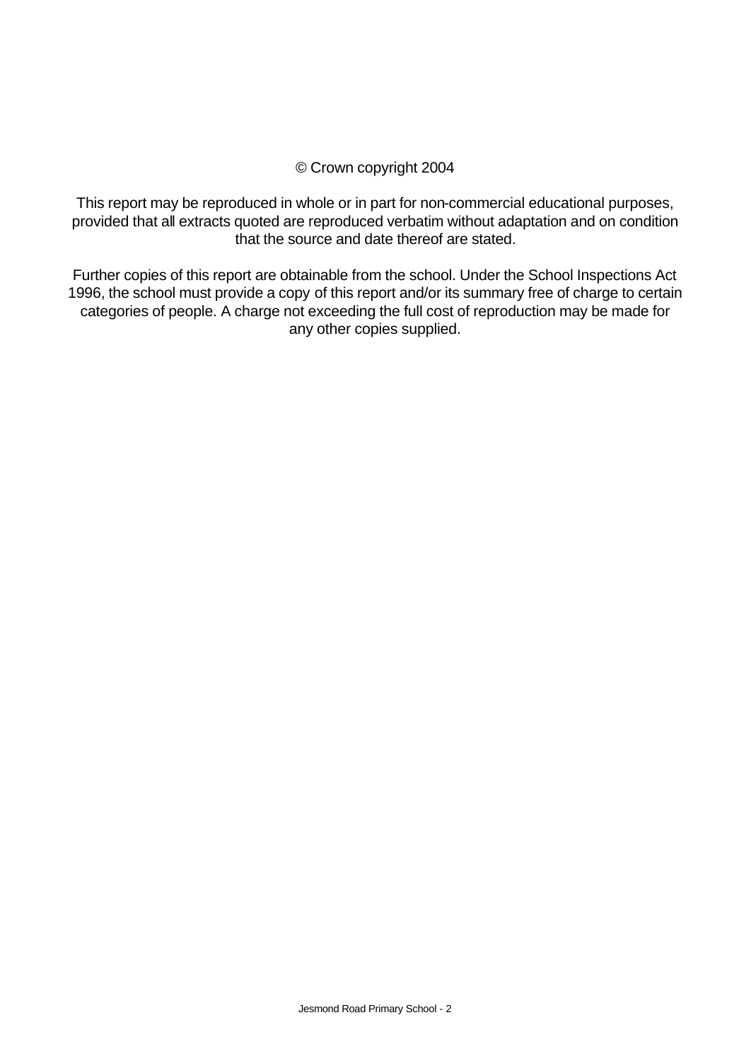© Crown copyright 2004

This report may be reproduced in whole or in part for non-commercial educational purposes, provided that all extracts quoted are reproduced verbatim without adaptation and on condition that the source and date thereof are stated.

Further copies of this report are obtainable from the school. Under the School Inspections Act 1996, the school must provide a copy of this report and/or its summary free of charge to certain categories of people. A charge not exceeding the full cost of reproduction may be made for any other copies supplied.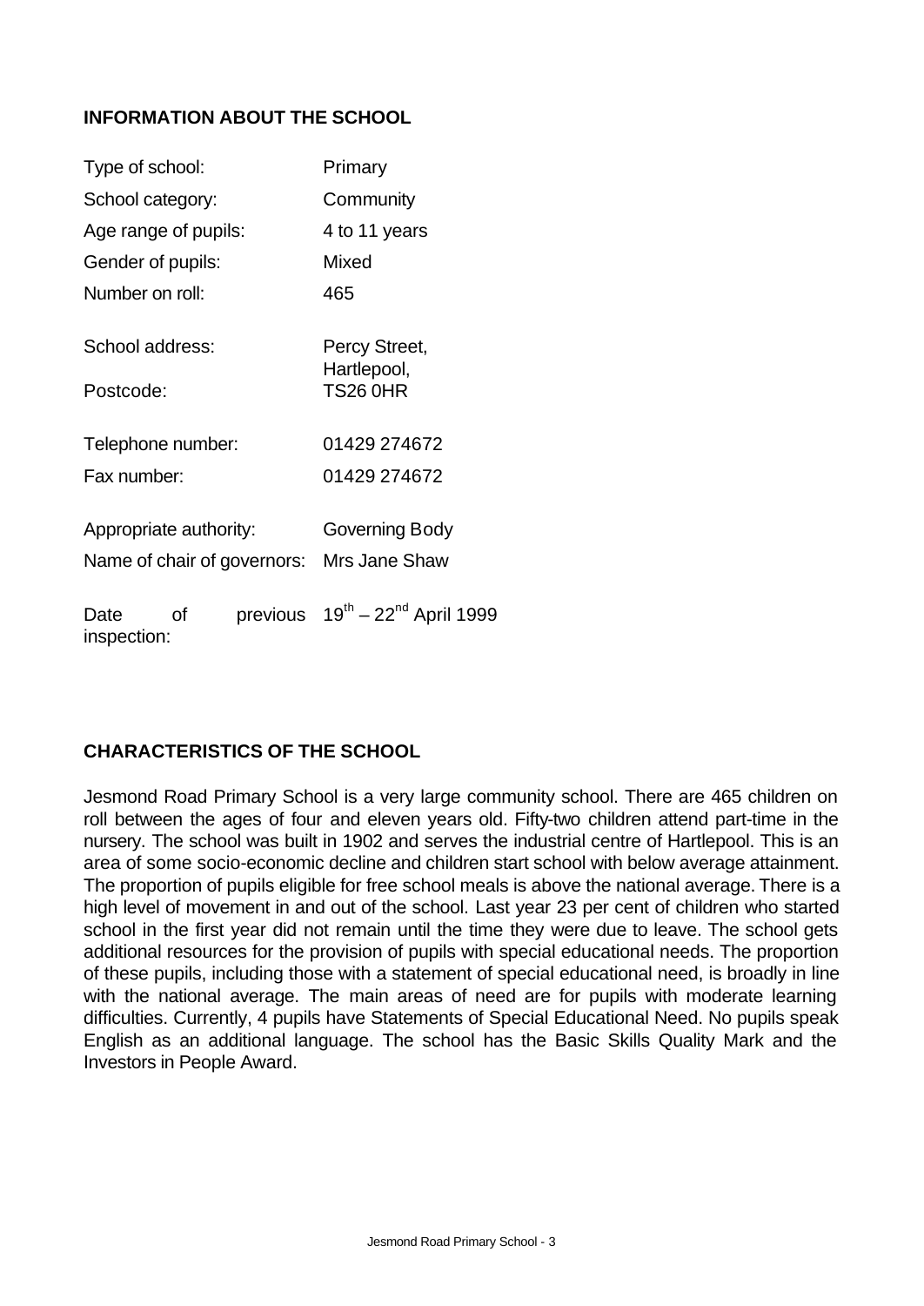## INFORMATION ABOUT THE SCHOOL

| | |
|---|---|
| Type of school: | Primary |
| School category: | Community |
| Age range of pupils: | 4 to 11 years |
| Gender of pupils: | Mixed |
| Number on roll: | 465 |
| School address: | Percy Street, Hartlepool, |
| Postcode: | TS26 0HR |
| Telephone number: | 01429 274672 |
| Fax number: | 01429 274672 |
| Appropriate authority: | Governing Body |
| Name of chair of governors: | Mrs Jane Shaw |
| Date of previous inspection: | 19th – 22nd April 1999 |

## CHARACTERISTICS OF THE SCHOOL

Jesmond Road Primary School is a very large community school. There are 465 children on roll between the ages of four and eleven years old. Fifty-two children attend part-time in the nursery. The school was built in 1902 and serves the industrial centre of Hartlepool. This is an area of some socio-economic decline and children start school with below average attainment. The proportion of pupils eligible for free school meals is above the national average. There is a high level of movement in and out of the school. Last year 23 per cent of children who started school in the first year did not remain until the time they were due to leave. The school gets additional resources for the provision of pupils with special educational needs. The proportion of these pupils, including those with a statement of special educational need, is broadly in line with the national average. The main areas of need are for pupils with moderate learning difficulties. Currently, 4 pupils have Statements of Special Educational Need. No pupils speak English as an additional language. The school has the Basic Skills Quality Mark and the Investors in People Award.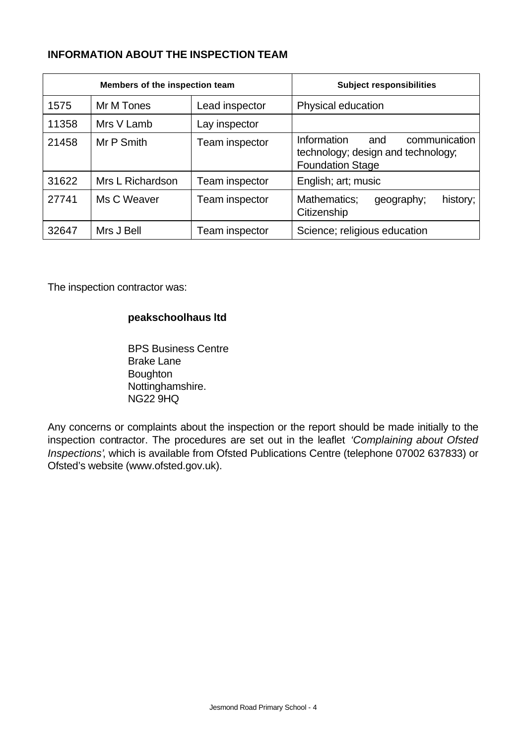## INFORMATION ABOUT THE INSPECTION TEAM

| Members of the inspection team | | | Subject responsibilities |
|---|---|---|---|
| 1575 | Mr M Tones | Lead inspector | Physical education |
| 11358 | Mrs V Lamb | Lay inspector | |
| 21458 | Mr P Smith | Team inspector | Information and communication technology; design and technology; Foundation Stage |
| 31622 | Mrs L Richardson | Team inspector | English; art; music |
| 27741 | Ms C Weaver | Team inspector | Mathematics; geography; history; Citizenship |
| 32647 | Mrs J Bell | Team inspector | Science; religious education |

The inspection contractor was:

**peakschoolhaus ltd**

BPS Business Centre
Brake Lane
Boughton
Nottinghamshire.
NG22 9HQ

Any concerns or complaints about the inspection or the report should be made initially to the inspection contractor. The procedures are set out in the leaflet *'Complaining about Ofsted Inspections'*, which is available from Ofsted Publications Centre (telephone 07002 637833) or Ofsted's website (www.ofsted.gov.uk).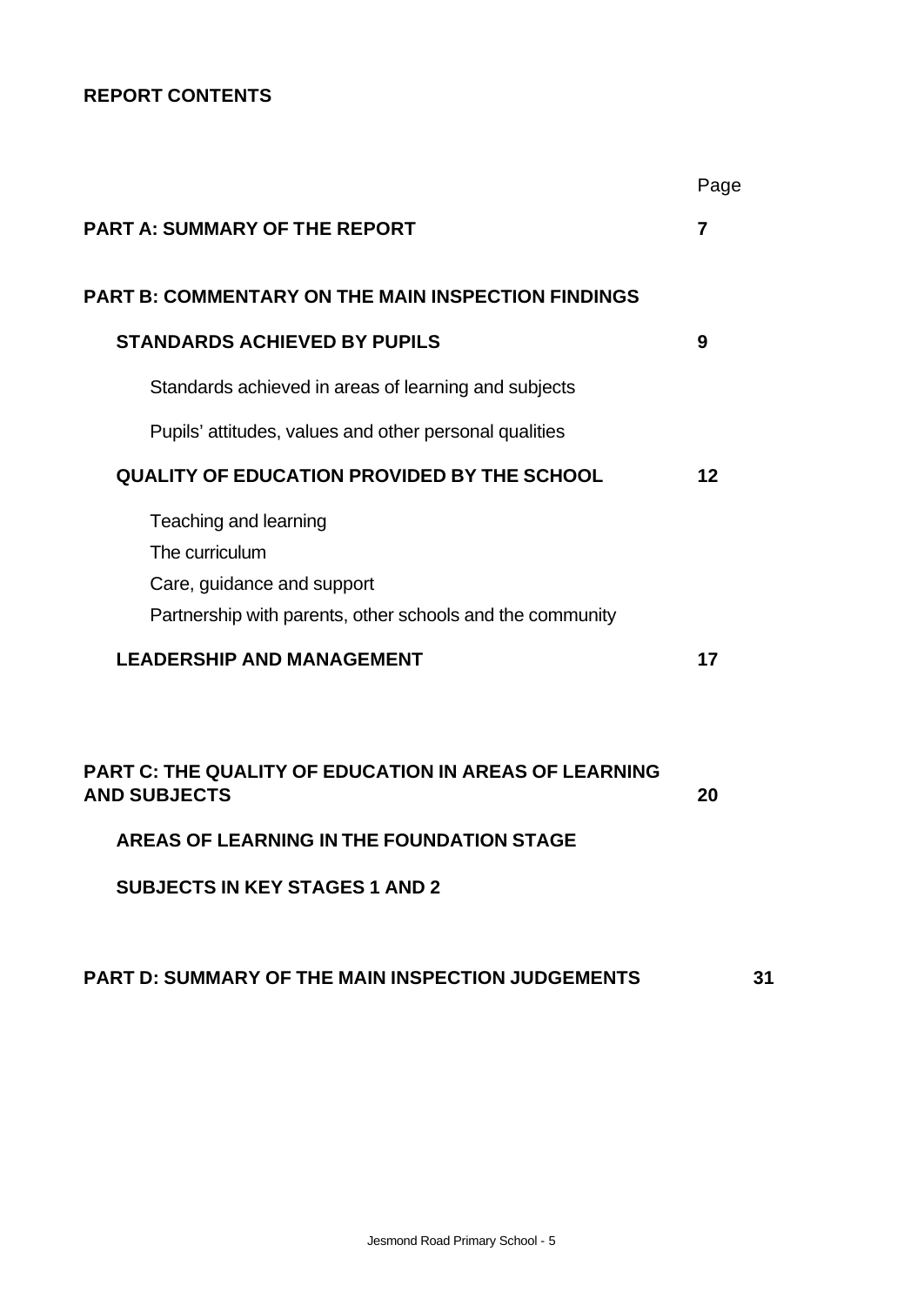## REPORT CONTENTS

| | Page |
|---|---|
| **PART A: SUMMARY OF THE REPORT** | **7** |
| **PART B: COMMENTARY ON THE MAIN INSPECTION FINDINGS** | |
| **STANDARDS ACHIEVED BY PUPILS** | **9** |
| Standards achieved in areas of learning and subjects | |
| Pupils' attitudes, values and other personal qualities | |
| **QUALITY OF EDUCATION PROVIDED BY THE SCHOOL** | **12** |
| Teaching and learning | |
| The curriculum | |
| Care, guidance and support | |
| Partnership with parents, other schools and the community | |
| **LEADERSHIP AND MANAGEMENT** | **17** |
| **PART C: THE QUALITY OF EDUCATION IN AREAS OF LEARNING AND SUBJECTS** | **20** |
| **AREAS OF LEARNING IN THE FOUNDATION STAGE** | |
| **SUBJECTS IN KEY STAGES 1 AND 2** | |
| **PART D: SUMMARY OF THE MAIN INSPECTION JUDGEMENTS** | **31** |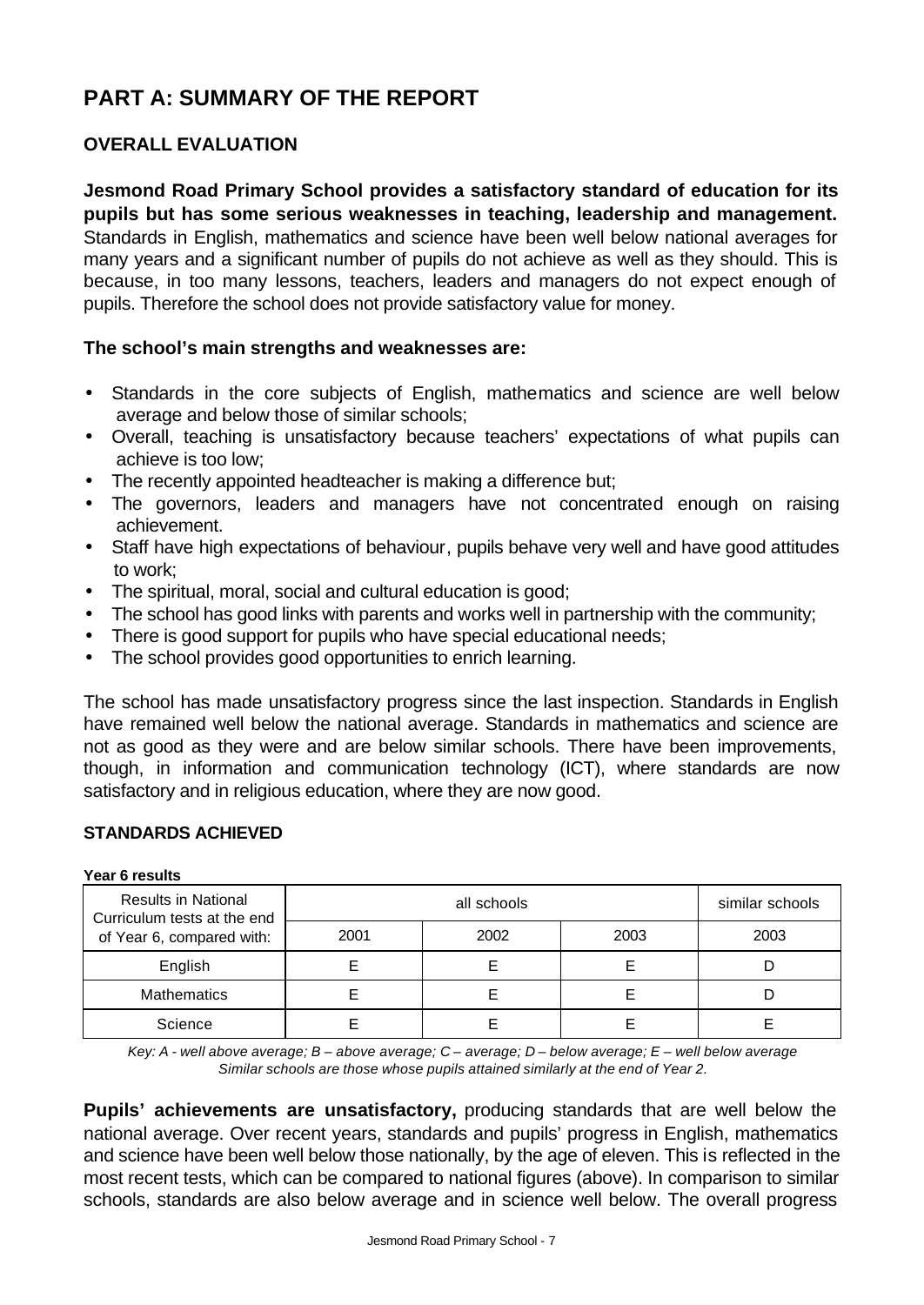# PART A: SUMMARY OF THE REPORT

## OVERALL EVALUATION

**Jesmond Road Primary School provides a satisfactory standard of education for its pupils but has some serious weaknesses in teaching, leadership and management.** Standards in English, mathematics and science have been well below national averages for many years and a significant number of pupils do not achieve as well as they should. This is because, in too many lessons, teachers, leaders and managers do not expect enough of pupils. Therefore the school does not provide satisfactory value for money.

### The school's main strengths and weaknesses are:

- Standards in the core subjects of English, mathematics and science are well below average and below those of similar schools;
- Overall, teaching is unsatisfactory because teachers' expectations of what pupils can achieve is too low;
- The recently appointed headteacher is making a difference but;
- The governors, leaders and managers have not concentrated enough on raising achievement.
- Staff have high expectations of behaviour, pupils behave very well and have good attitudes to work;
- The spiritual, moral, social and cultural education is good;
- The school has good links with parents and works well in partnership with the community;
- There is good support for pupils who have special educational needs;
- The school provides good opportunities to enrich learning.

The school has made unsatisfactory progress since the last inspection. Standards in English have remained well below the national average. Standards in mathematics and science are not as good as they were and are below similar schools. There have been improvements, though, in information and communication technology (ICT), where standards are now satisfactory and in religious education, where they are now good.

## STANDARDS ACHIEVED

**Year 6 results**

| Results in National Curriculum tests at the end of Year 6, compared with: | all schools | | | similar schools |
|---|---|---|---|---|
| | 2001 | 2002 | 2003 | 2003 |
| English | E | E | E | D |
| Mathematics | E | E | E | D |
| Science | E | E | E | E |

*Key: A - well above average; B – above average; C – average; D – below average; E – well below average*
*Similar schools are those whose pupils attained similarly at the end of Year 2.*

**Pupils' achievements are unsatisfactory,** producing standards that are well below the national average. Over recent years, standards and pupils' progress in English, mathematics and science have been well below those nationally, by the age of eleven. This is reflected in the most recent tests, which can be compared to national figures (above). In comparison to similar schools, standards are also below average and in science well below. The overall progress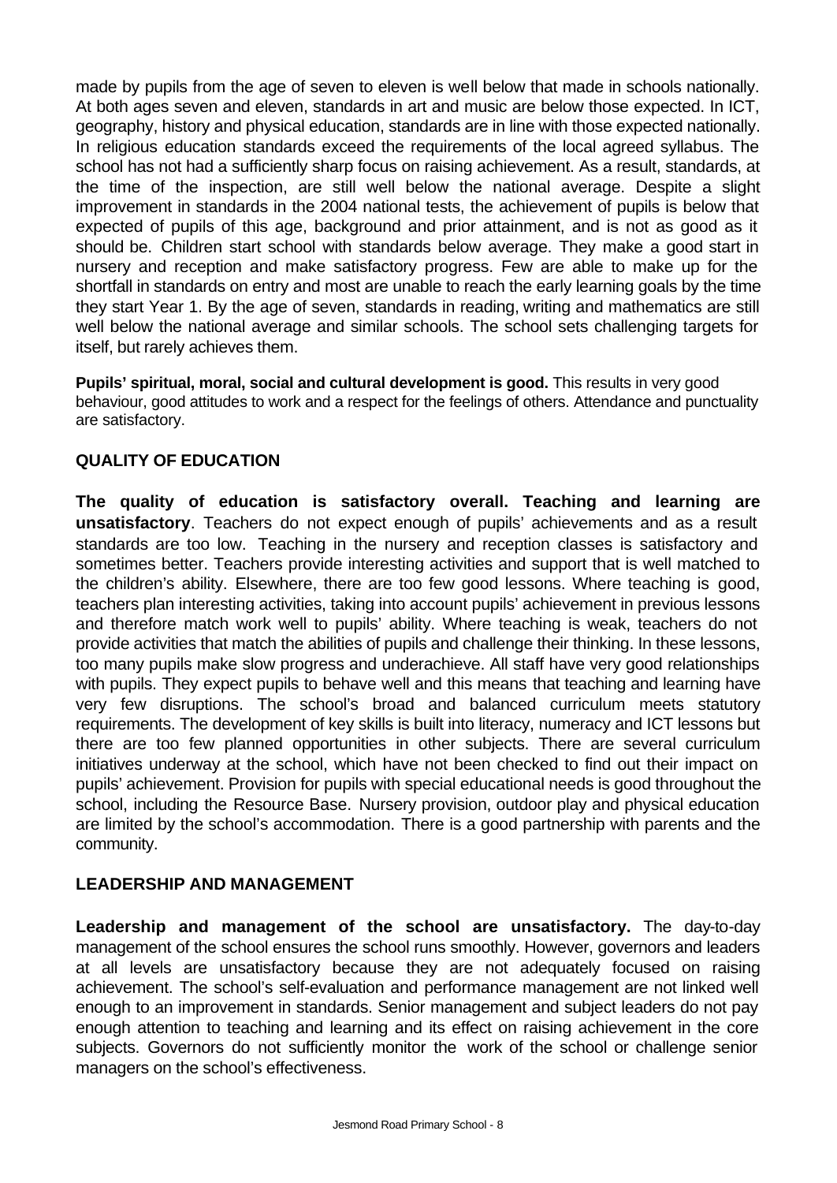made by pupils from the age of seven to eleven is well below that made in schools nationally. At both ages seven and eleven, standards in art and music are below those expected. In ICT, geography, history and physical education, standards are in line with those expected nationally. In religious education standards exceed the requirements of the local agreed syllabus. The school has not had a sufficiently sharp focus on raising achievement. As a result, standards, at the time of the inspection, are still well below the national average. Despite a slight improvement in standards in the 2004 national tests, the achievement of pupils is below that expected of pupils of this age, background and prior attainment, and is not as good as it should be. Children start school with standards below average. They make a good start in nursery and reception and make satisfactory progress. Few are able to make up for the shortfall in standards on entry and most are unable to reach the early learning goals by the time they start Year 1. By the age of seven, standards in reading, writing and mathematics are still well below the national average and similar schools. The school sets challenging targets for itself, but rarely achieves them.

**Pupils' spiritual, moral, social and cultural development is good.** This results in very good behaviour, good attitudes to work and a respect for the feelings of others. Attendance and punctuality are satisfactory.

## QUALITY OF EDUCATION

**The quality of education is satisfactory overall. Teaching and learning are unsatisfactory**. Teachers do not expect enough of pupils' achievements and as a result standards are too low. Teaching in the nursery and reception classes is satisfactory and sometimes better. Teachers provide interesting activities and support that is well matched to the children's ability. Elsewhere, there are too few good lessons. Where teaching is good, teachers plan interesting activities, taking into account pupils' achievement in previous lessons and therefore match work well to pupils' ability. Where teaching is weak, teachers do not provide activities that match the abilities of pupils and challenge their thinking. In these lessons, too many pupils make slow progress and underachieve. All staff have very good relationships with pupils. They expect pupils to behave well and this means that teaching and learning have very few disruptions. The school's broad and balanced curriculum meets statutory requirements. The development of key skills is built into literacy, numeracy and ICT lessons but there are too few planned opportunities in other subjects. There are several curriculum initiatives underway at the school, which have not been checked to find out their impact on pupils' achievement. Provision for pupils with special educational needs is good throughout the school, including the Resource Base. Nursery provision, outdoor play and physical education are limited by the school's accommodation. There is a good partnership with parents and the community.

## LEADERSHIP AND MANAGEMENT

**Leadership and management of the school are unsatisfactory.** The day-to-day management of the school ensures the school runs smoothly. However, governors and leaders at all levels are unsatisfactory because they are not adequately focused on raising achievement. The school's self-evaluation and performance management are not linked well enough to an improvement in standards. Senior management and subject leaders do not pay enough attention to teaching and learning and its effect on raising achievement in the core subjects. Governors do not sufficiently monitor the work of the school or challenge senior managers on the school's effectiveness.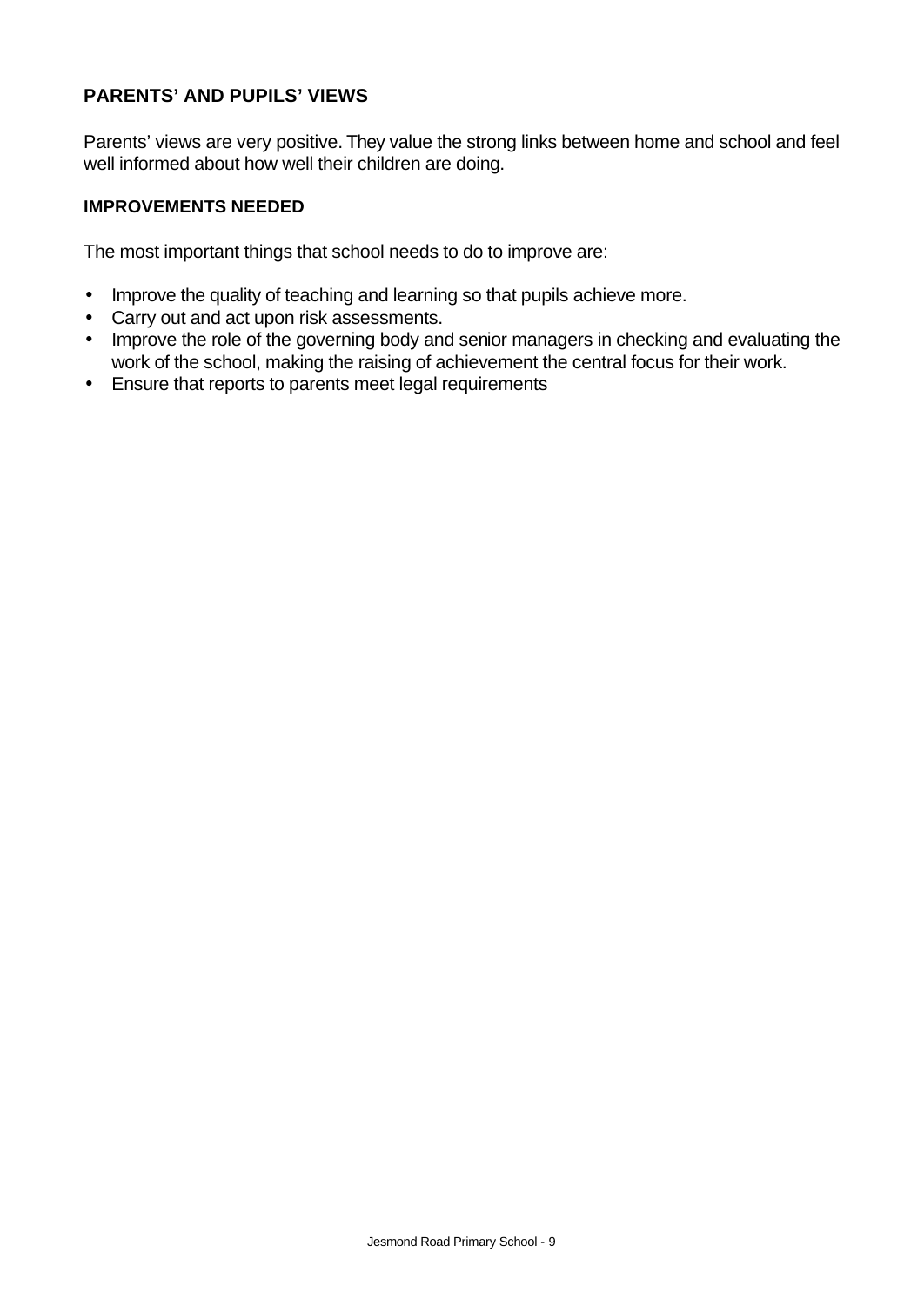### PARENTS' AND PUPILS' VIEWS

Parents' views are very positive. They value the strong links between home and school and feel well informed about how well their children are doing.

### IMPROVEMENTS NEEDED

The most important things that school needs to do to improve are:

- Improve the quality of teaching and learning so that pupils achieve more.
- Carry out and act upon risk assessments.
- Improve the role of the governing body and senior managers in checking and evaluating the work of the school, making the raising of achievement the central focus for their work.
- Ensure that reports to parents meet legal requirements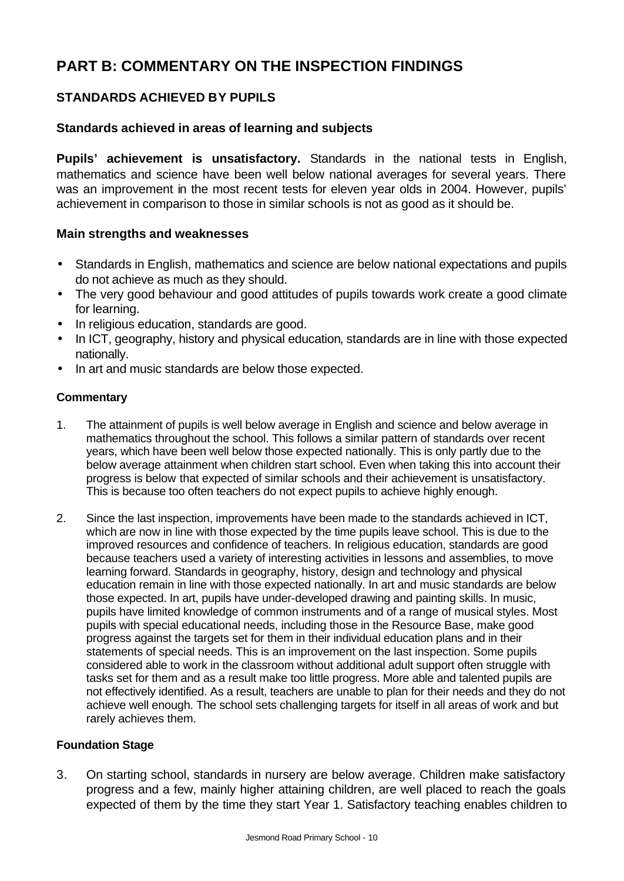# PART B: COMMENTARY ON THE INSPECTION FINDINGS

## STANDARDS ACHIEVED BY PUPILS

### Standards achieved in areas of learning and subjects

**Pupils' achievement is unsatisfactory.** Standards in the national tests in English, mathematics and science have been well below national averages for several years. There was an improvement in the most recent tests for eleven year olds in 2004. However, pupils' achievement in comparison to those in similar schools is not as good as it should be.

### Main strengths and weaknesses

- Standards in English, mathematics and science are below national expectations and pupils do not achieve as much as they should.
- The very good behaviour and good attitudes of pupils towards work create a good climate for learning.
- In religious education, standards are good.
- In ICT, geography, history and physical education, standards are in line with those expected nationally.
- In art and music standards are below those expected.

#### Commentary

1. The attainment of pupils is well below average in English and science and below average in mathematics throughout the school. This follows a similar pattern of standards over recent years, which have been well below those expected nationally. This is only partly due to the below average attainment when children start school. Even when taking this into account their progress is below that expected of similar schools and their achievement is unsatisfactory. This is because too often teachers do not expect pupils to achieve highly enough.

2. Since the last inspection, improvements have been made to the standards achieved in ICT, which are now in line with those expected by the time pupils leave school. This is due to the improved resources and confidence of teachers. In religious education, standards are good because teachers used a variety of interesting activities in lessons and assemblies, to move learning forward. Standards in geography, history, design and technology and physical education remain in line with those expected nationally. In art and music standards are below those expected. In art, pupils have under-developed drawing and painting skills. In music, pupils have limited knowledge of common instruments and of a range of musical styles. Most pupils with special educational needs, including those in the Resource Base, make good progress against the targets set for them in their individual education plans and in their statements of special needs. This is an improvement on the last inspection. Some pupils considered able to work in the classroom without additional adult support often struggle with tasks set for them and as a result make too little progress. More able and talented pupils are not effectively identified. As a result, teachers are unable to plan for their needs and they do not achieve well enough. The school sets challenging targets for itself in all areas of work and but rarely achieves them.

#### Foundation Stage

3. On starting school, standards in nursery are below average. Children make satisfactory progress and a few, mainly higher attaining children, are well placed to reach the goals expected of them by the time they start Year 1. Satisfactory teaching enables children to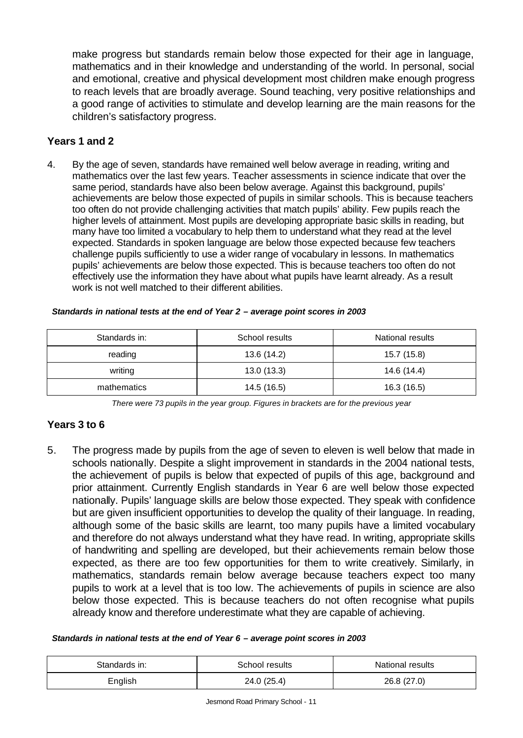make progress but standards remain below those expected for their age in language, mathematics and in their knowledge and understanding of the world. In personal, social and emotional, creative and physical development most children make enough progress to reach levels that are broadly average. Sound teaching, very positive relationships and a good range of activities to stimulate and develop learning are the main reasons for the children's satisfactory progress.

### Years 1 and 2

4. By the age of seven, standards have remained well below average in reading, writing and mathematics over the last few years. Teacher assessments in science indicate that over the same period, standards have also been below average. Against this background, pupils' achievements are below those expected of pupils in similar schools. This is because teachers too often do not provide challenging activities that match pupils' ability. Few pupils reach the higher levels of attainment. Most pupils are developing appropriate basic skills in reading, but many have too limited a vocabulary to help them to understand what they read at the level expected. Standards in spoken language are below those expected because few teachers challenge pupils sufficiently to use a wider range of vocabulary in lessons. In mathematics pupils' achievements are below those expected. This is because teachers too often do not effectively use the information they have about what pupils have learnt already. As a result work is not well matched to their different abilities.

***Standards in national tests at the end of Year 2 – average point scores in 2003***

| Standards in: | School results | National results |
|---|---|---|
| reading | 13.6 (14.2) | 15.7 (15.8) |
| writing | 13.0 (13.3) | 14.6 (14.4) |
| mathematics | 14.5 (16.5) | 16.3 (16.5) |

*There were 73 pupils in the year group. Figures in brackets are for the previous year*

### Years 3 to 6

5. The progress made by pupils from the age of seven to eleven is well below that made in schools nationally. Despite a slight improvement in standards in the 2004 national tests, the achievement of pupils is below that expected of pupils of this age, background and prior attainment. Currently English standards in Year 6 are well below those expected nationally. Pupils' language skills are below those expected. They speak with confidence but are given insufficient opportunities to develop the quality of their language. In reading, although some of the basic skills are learnt, too many pupils have a limited vocabulary and therefore do not always understand what they have read. In writing, appropriate skills of handwriting and spelling are developed, but their achievements remain below those expected, as there are too few opportunities for them to write creatively. Similarly, in mathematics, standards remain below average because teachers expect too many pupils to work at a level that is too low. The achievements of pupils in science are also below those expected. This is because teachers do not often recognise what pupils already know and therefore underestimate what they are capable of achieving.

***Standards in national tests at the end of Year 6 – average point scores in 2003***

| Standards in: | School results | National results |
|---|---|---|
| English | 24.0 (25.4) | 26.8 (27.0) |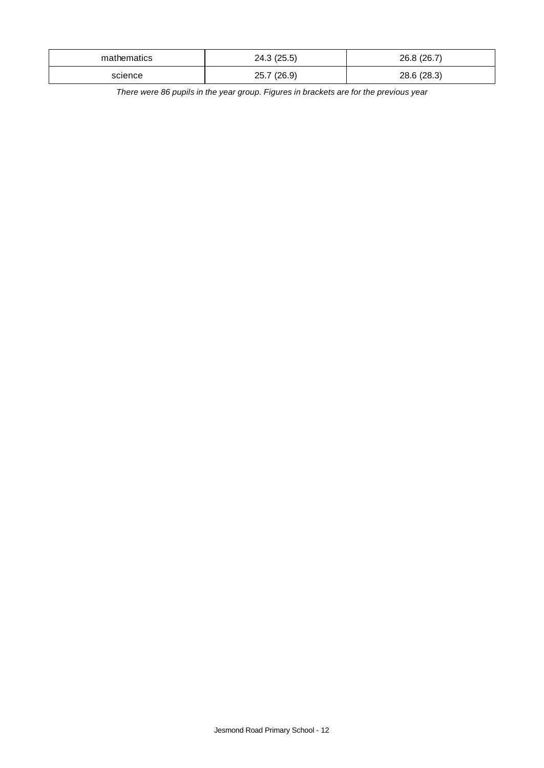| | | |
|---|---|---|
| mathematics | 24.3 (25.5) | 26.8 (26.7) |
| science | 25.7 (26.9) | 28.6 (28.3) |

*There were 86 pupils in the year group. Figures in brackets are for the previous year*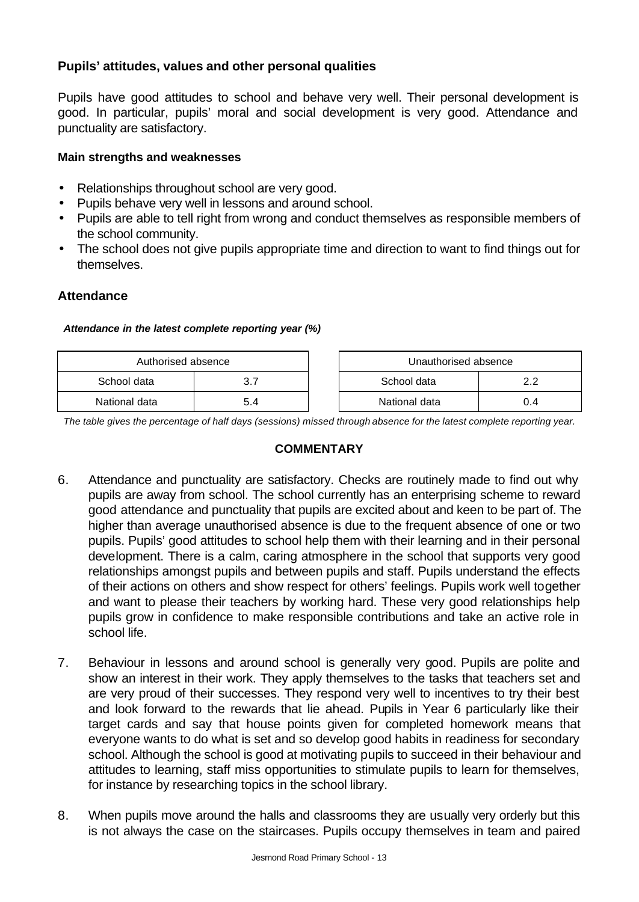### Pupils' attitudes, values and other personal qualities

Pupils have good attitudes to school and behave very well. Their personal development is good. In particular, pupils' moral and social development is very good. Attendance and punctuality are satisfactory.

#### Main strengths and weaknesses

- Relationships throughout school are very good.
- Pupils behave very well in lessons and around school.
- Pupils are able to tell right from wrong and conduct themselves as responsible members of the school community.
- The school does not give pupils appropriate time and direction to want to find things out for themselves.

### Attendance

***Attendance in the latest complete reporting year (%)***

| Authorised absence | |
|---|---|
| School data | 3.7 |
| National data | 5.4 |

| Unauthorised absence | |
|---|---|
| School data | 2.2 |
| National data | 0.4 |

*The table gives the percentage of half days (sessions) missed through absence for the latest complete reporting year.*

**COMMENTARY**

6. Attendance and punctuality are satisfactory. Checks are routinely made to find out why pupils are away from school. The school currently has an enterprising scheme to reward good attendance and punctuality that pupils are excited about and keen to be part of. The higher than average unauthorised absence is due to the frequent absence of one or two pupils. Pupils' good attitudes to school help them with their learning and in their personal development. There is a calm, caring atmosphere in the school that supports very good relationships amongst pupils and between pupils and staff. Pupils understand the effects of their actions on others and show respect for others' feelings. Pupils work well together and want to please their teachers by working hard. These very good relationships help pupils grow in confidence to make responsible contributions and take an active role in school life.

7. Behaviour in lessons and around school is generally very good. Pupils are polite and show an interest in their work. They apply themselves to the tasks that teachers set and are very proud of their successes. They respond very well to incentives to try their best and look forward to the rewards that lie ahead. Pupils in Year 6 particularly like their target cards and say that house points given for completed homework means that everyone wants to do what is set and so develop good habits in readiness for secondary school. Although the school is good at motivating pupils to succeed in their behaviour and attitudes to learning, staff miss opportunities to stimulate pupils to learn for themselves, for instance by researching topics in the school library.

8. When pupils move around the halls and classrooms they are usually very orderly but this is not always the case on the staircases. Pupils occupy themselves in team and paired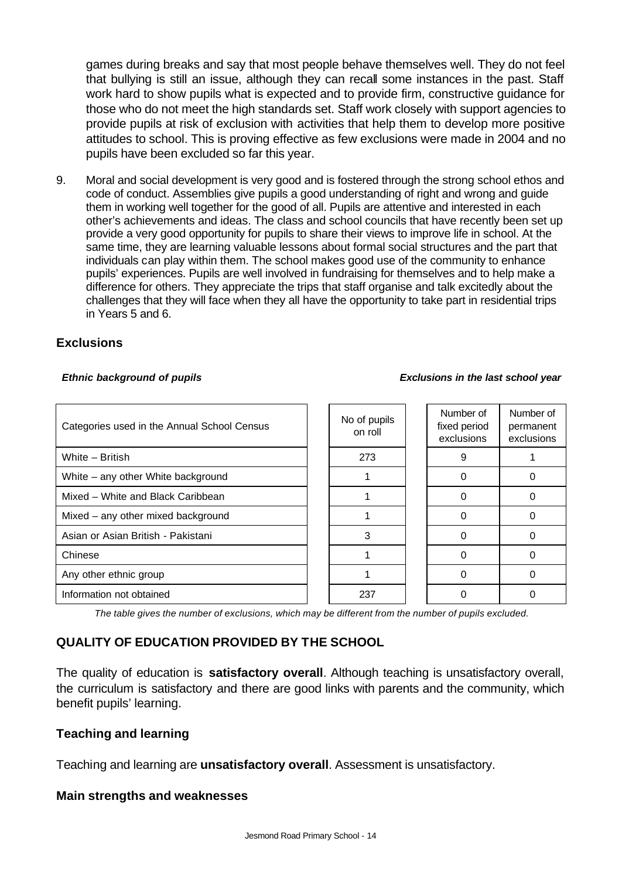games during breaks and say that most people behave themselves well. They do not feel that bullying is still an issue, although they can recall some instances in the past. Staff work hard to show pupils what is expected and to provide firm, constructive guidance for those who do not meet the high standards set. Staff work closely with support agencies to provide pupils at risk of exclusion with activities that help them to develop more positive attitudes to school. This is proving effective as few exclusions were made in 2004 and no pupils have been excluded so far this year.

9. Moral and social development is very good and is fostered through the strong school ethos and code of conduct. Assemblies give pupils a good understanding of right and wrong and guide them in working well together for the good of all. Pupils are attentive and interested in each other's achievements and ideas. The class and school councils that have recently been set up provide a very good opportunity for pupils to share their views to improve life in school. At the same time, they are learning valuable lessons about formal social structures and the part that individuals can play within them. The school makes good use of the community to enhance pupils' experiences. Pupils are well involved in fundraising for themselves and to help make a difference for others. They appreciate the trips that staff organise and talk excitedly about the challenges that they will face when they all have the opportunity to take part in residential trips in Years 5 and 6.

## Exclusions

*Ethnic background of pupils* *Exclusions in the last school year*

| Categories used in the Annual School Census | No of pupils on roll | Number of fixed period exclusions | Number of permanent exclusions |
|---|---|---|---|
| White – British | 273 | 9 | 1 |
| White – any other White background | 1 | 0 | 0 |
| Mixed – White and Black Caribbean | 1 | 0 | 0 |
| Mixed – any other mixed background | 1 | 0 | 0 |
| Asian or Asian British - Pakistani | 3 | 0 | 0 |
| Chinese | 1 | 0 | 0 |
| Any other ethnic group | 1 | 0 | 0 |
| Information not obtained | 237 | 0 | 0 |

*The table gives the number of exclusions, which may be different from the number of pupils excluded.*

## QUALITY OF EDUCATION PROVIDED BY THE SCHOOL

The quality of education is **satisfactory overall**. Although teaching is unsatisfactory overall, the curriculum is satisfactory and there are good links with parents and the community, which benefit pupils' learning.

### Teaching and learning

Teaching and learning are **unsatisfactory overall**. Assessment is unsatisfactory.

### Main strengths and weaknesses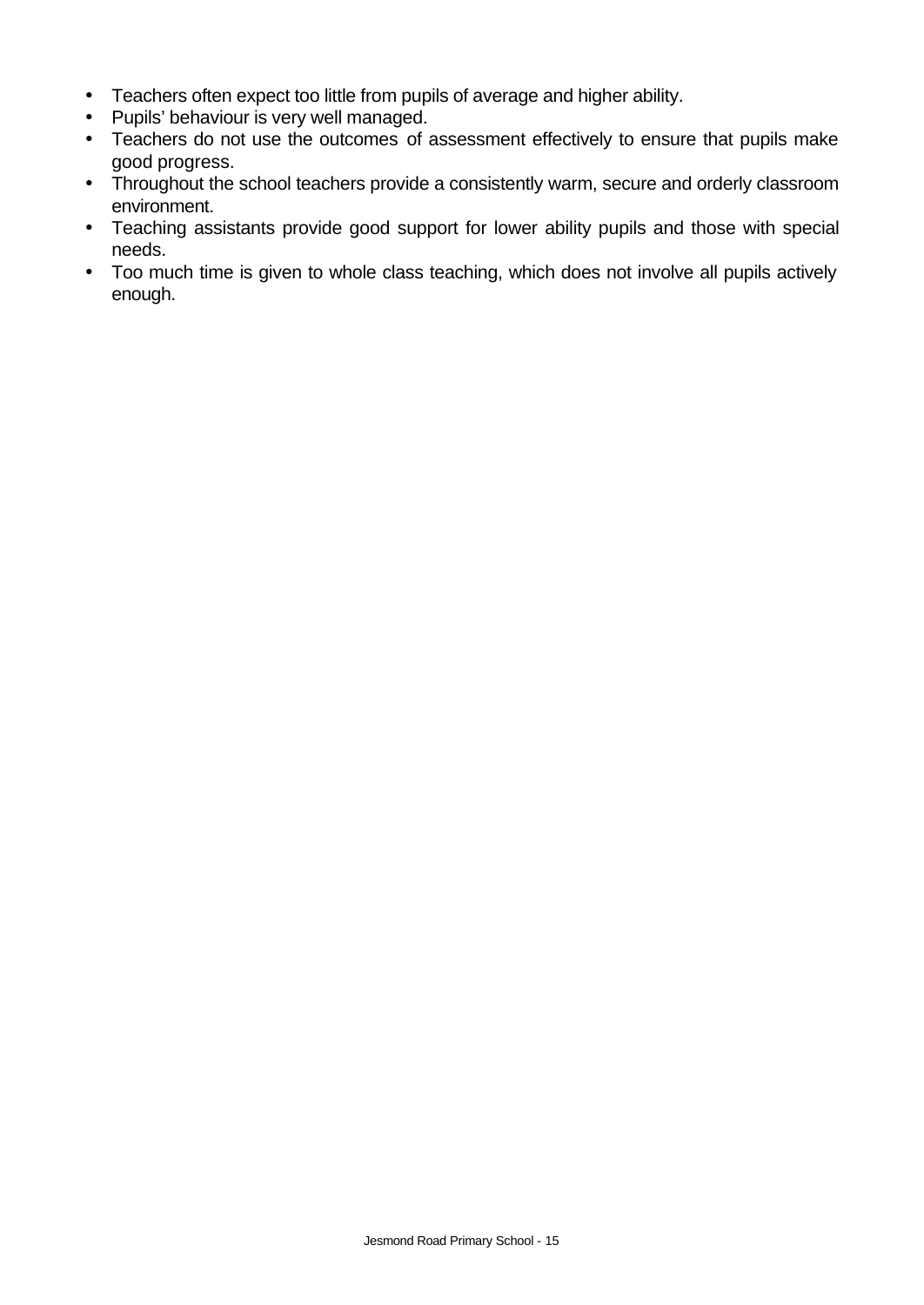- Teachers often expect too little from pupils of average and higher ability.
- Pupils' behaviour is very well managed.
- Teachers do not use the outcomes of assessment effectively to ensure that pupils make good progress.
- Throughout the school teachers provide a consistently warm, secure and orderly classroom environment.
- Teaching assistants provide good support for lower ability pupils and those with special needs.
- Too much time is given to whole class teaching, which does not involve all pupils actively enough.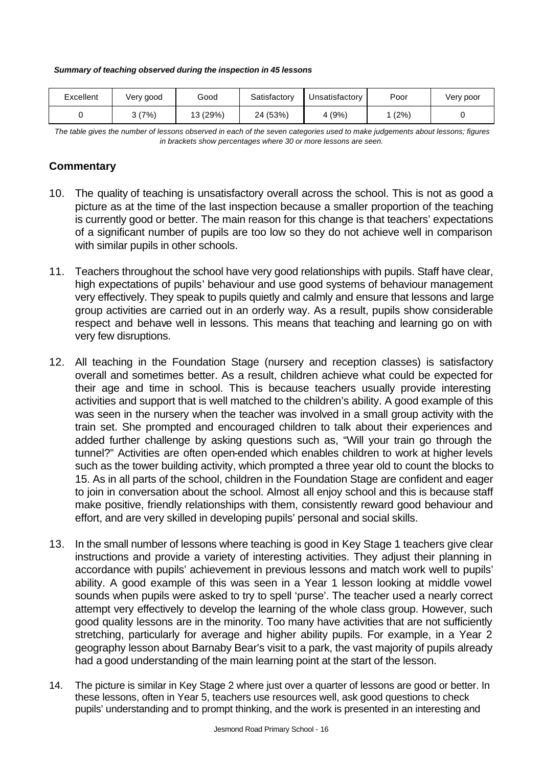***Summary of teaching observed during the inspection in 45 lessons***

| Excellent | Very good | Good | Satisfactory | Unsatisfactory | Poor | Very poor |
|---|---|---|---|---|---|---|
| 0 | 3 (7%) | 13 (29%) | 24 (53%) | 4 (9%) | 1 (2%) | 0 |

*The table gives the number of lessons observed in each of the seven categories used to make judgements about lessons; figures in brackets show percentages where 30 or more lessons are seen.*

## Commentary

10. The quality of teaching is unsatisfactory overall across the school. This is not as good a picture as at the time of the last inspection because a smaller proportion of the teaching is currently good or better. The main reason for this change is that teachers' expectations of a significant number of pupils are too low so they do not achieve well in comparison with similar pupils in other schools.

11. Teachers throughout the school have very good relationships with pupils. Staff have clear, high expectations of pupils' behaviour and use good systems of behaviour management very effectively. They speak to pupils quietly and calmly and ensure that lessons and large group activities are carried out in an orderly way. As a result, pupils show considerable respect and behave well in lessons. This means that teaching and learning go on with very few disruptions.

12. All teaching in the Foundation Stage (nursery and reception classes) is satisfactory overall and sometimes better. As a result, children achieve what could be expected for their age and time in school. This is because teachers usually provide interesting activities and support that is well matched to the children's ability. A good example of this was seen in the nursery when the teacher was involved in a small group activity with the train set. She prompted and encouraged children to talk about their experiences and added further challenge by asking questions such as, "Will your train go through the tunnel?" Activities are often open-ended which enables children to work at higher levels such as the tower building activity, which prompted a three year old to count the blocks to 15. As in all parts of the school, children in the Foundation Stage are confident and eager to join in conversation about the school. Almost all enjoy school and this is because staff make positive, friendly relationships with them, consistently reward good behaviour and effort, and are very skilled in developing pupils' personal and social skills.

13. In the small number of lessons where teaching is good in Key Stage 1 teachers give clear instructions and provide a variety of interesting activities. They adjust their planning in accordance with pupils' achievement in previous lessons and match work well to pupils' ability. A good example of this was seen in a Year 1 lesson looking at middle vowel sounds when pupils were asked to try to spell 'purse'. The teacher used a nearly correct attempt very effectively to develop the learning of the whole class group. However, such good quality lessons are in the minority. Too many have activities that are not sufficiently stretching, particularly for average and higher ability pupils. For example, in a Year 2 geography lesson about Barnaby Bear's visit to a park, the vast majority of pupils already had a good understanding of the main learning point at the start of the lesson.

14. The picture is similar in Key Stage 2 where just over a quarter of lessons are good or better. In these lessons, often in Year 5, teachers use resources well, ask good questions to check pupils' understanding and to prompt thinking, and the work is presented in an interesting and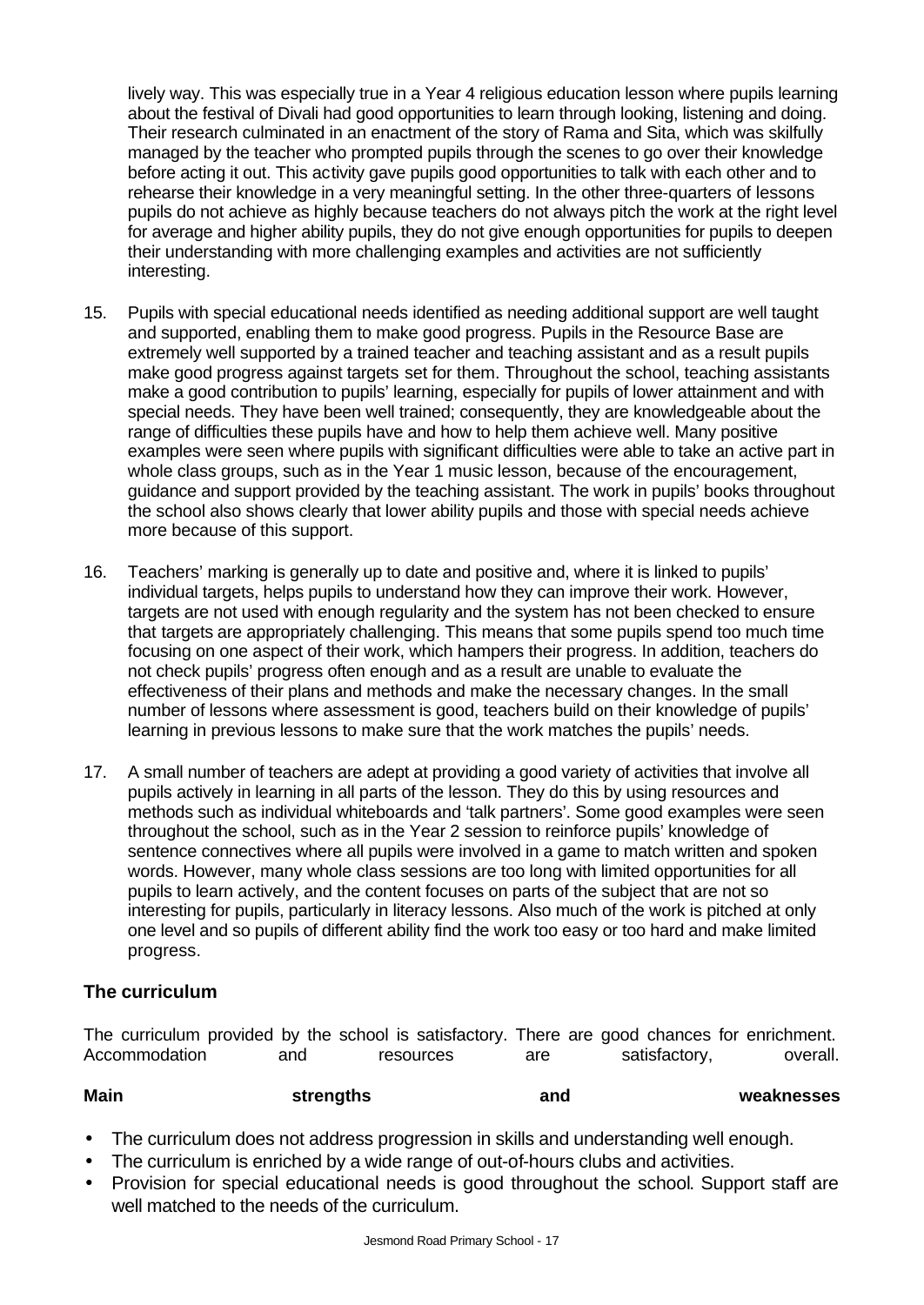lively way. This was especially true in a Year 4 religious education lesson where pupils learning about the festival of Divali had good opportunities to learn through looking, listening and doing. Their research culminated in an enactment of the story of Rama and Sita, which was skilfully managed by the teacher who prompted pupils through the scenes to go over their knowledge before acting it out. This activity gave pupils good opportunities to talk with each other and to rehearse their knowledge in a very meaningful setting. In the other three-quarters of lessons pupils do not achieve as highly because teachers do not always pitch the work at the right level for average and higher ability pupils, they do not give enough opportunities for pupils to deepen their understanding with more challenging examples and activities are not sufficiently interesting.

15. Pupils with special educational needs identified as needing additional support are well taught and supported, enabling them to make good progress. Pupils in the Resource Base are extremely well supported by a trained teacher and teaching assistant and as a result pupils make good progress against targets set for them. Throughout the school, teaching assistants make a good contribution to pupils' learning, especially for pupils of lower attainment and with special needs. They have been well trained; consequently, they are knowledgeable about the range of difficulties these pupils have and how to help them achieve well. Many positive examples were seen where pupils with significant difficulties were able to take an active part in whole class groups, such as in the Year 1 music lesson, because of the encouragement, guidance and support provided by the teaching assistant. The work in pupils' books throughout the school also shows clearly that lower ability pupils and those with special needs achieve more because of this support.

16. Teachers' marking is generally up to date and positive and, where it is linked to pupils' individual targets, helps pupils to understand how they can improve their work. However, targets are not used with enough regularity and the system has not been checked to ensure that targets are appropriately challenging. This means that some pupils spend too much time focusing on one aspect of their work, which hampers their progress. In addition, teachers do not check pupils' progress often enough and as a result are unable to evaluate the effectiveness of their plans and methods and make the necessary changes. In the small number of lessons where assessment is good, teachers build on their knowledge of pupils' learning in previous lessons to make sure that the work matches the pupils' needs.

17. A small number of teachers are adept at providing a good variety of activities that involve all pupils actively in learning in all parts of the lesson. They do this by using resources and methods such as individual whiteboards and 'talk partners'. Some good examples were seen throughout the school, such as in the Year 2 session to reinforce pupils' knowledge of sentence connectives where all pupils were involved in a game to match written and spoken words. However, many whole class sessions are too long with limited opportunities for all pupils to learn actively, and the content focuses on parts of the subject that are not so interesting for pupils, particularly in literacy lessons. Also much of the work is pitched at only one level and so pupils of different ability find the work too easy or too hard and make limited progress.

### The curriculum

The curriculum provided by the school is satisfactory. There are good chances for enrichment. Accommodation and resources are satisfactory, overall.

**Main strengths and weaknesses**

- The curriculum does not address progression in skills and understanding well enough.
- The curriculum is enriched by a wide range of out-of-hours clubs and activities.
- Provision for special educational needs is good throughout the school. Support staff are well matched to the needs of the curriculum.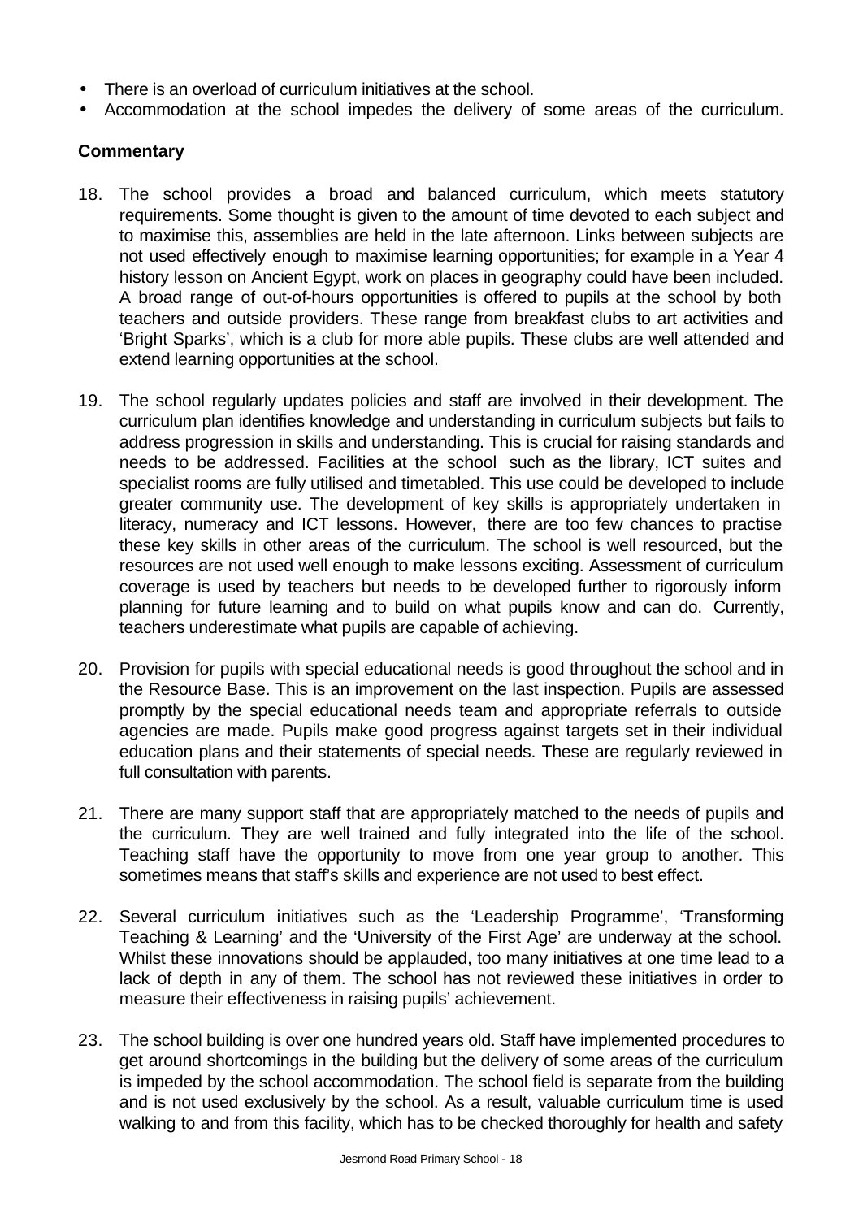- There is an overload of curriculum initiatives at the school.
- Accommodation at the school impedes the delivery of some areas of the curriculum.

**Commentary**

18. The school provides a broad and balanced curriculum, which meets statutory requirements. Some thought is given to the amount of time devoted to each subject and to maximise this, assemblies are held in the late afternoon. Links between subjects are not used effectively enough to maximise learning opportunities; for example in a Year 4 history lesson on Ancient Egypt, work on places in geography could have been included. A broad range of out-of-hours opportunities is offered to pupils at the school by both teachers and outside providers. These range from breakfast clubs to art activities and 'Bright Sparks', which is a club for more able pupils. These clubs are well attended and extend learning opportunities at the school.

19. The school regularly updates policies and staff are involved in their development. The curriculum plan identifies knowledge and understanding in curriculum subjects but fails to address progression in skills and understanding. This is crucial for raising standards and needs to be addressed. Facilities at the school such as the library, ICT suites and specialist rooms are fully utilised and timetabled. This use could be developed to include greater community use. The development of key skills is appropriately undertaken in literacy, numeracy and ICT lessons. However, there are too few chances to practise these key skills in other areas of the curriculum. The school is well resourced, but the resources are not used well enough to make lessons exciting. Assessment of curriculum coverage is used by teachers but needs to be developed further to rigorously inform planning for future learning and to build on what pupils know and can do. Currently, teachers underestimate what pupils are capable of achieving.

20. Provision for pupils with special educational needs is good throughout the school and in the Resource Base. This is an improvement on the last inspection. Pupils are assessed promptly by the special educational needs team and appropriate referrals to outside agencies are made. Pupils make good progress against targets set in their individual education plans and their statements of special needs. These are regularly reviewed in full consultation with parents.

21. There are many support staff that are appropriately matched to the needs of pupils and the curriculum. They are well trained and fully integrated into the life of the school. Teaching staff have the opportunity to move from one year group to another. This sometimes means that staff's skills and experience are not used to best effect.

22. Several curriculum initiatives such as the 'Leadership Programme', 'Transforming Teaching & Learning' and the 'University of the First Age' are underway at the school. Whilst these innovations should be applauded, too many initiatives at one time lead to a lack of depth in any of them. The school has not reviewed these initiatives in order to measure their effectiveness in raising pupils' achievement.

23. The school building is over one hundred years old. Staff have implemented procedures to get around shortcomings in the building but the delivery of some areas of the curriculum is impeded by the school accommodation. The school field is separate from the building and is not used exclusively by the school. As a result, valuable curriculum time is used walking to and from this facility, which has to be checked thoroughly for health and safety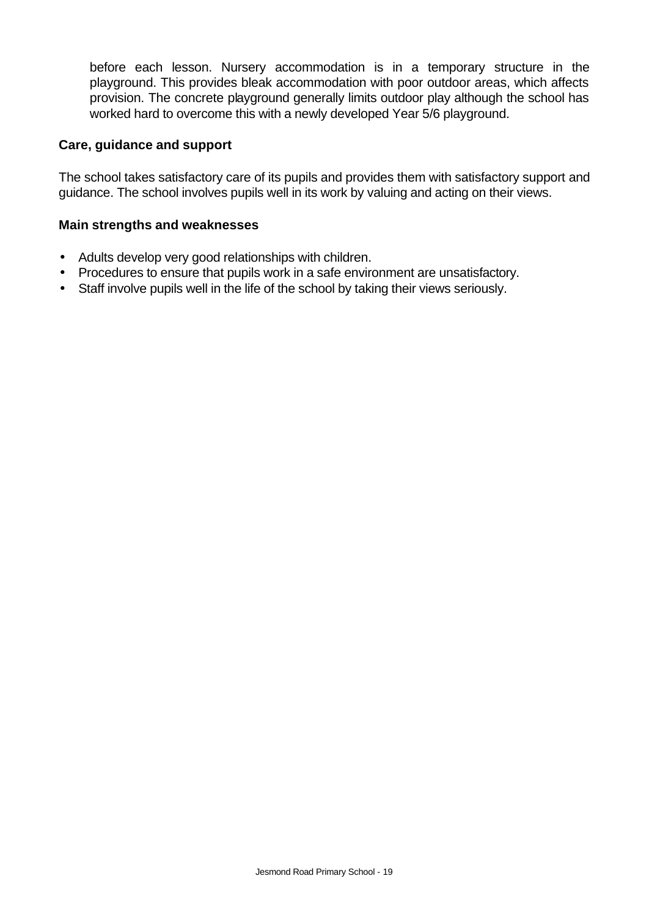before each lesson. Nursery accommodation is in a temporary structure in the playground. This provides bleak accommodation with poor outdoor areas, which affects provision. The concrete playground generally limits outdoor play although the school has worked hard to overcome this with a newly developed Year 5/6 playground.

### Care, guidance and support

The school takes satisfactory care of its pupils and provides them with satisfactory support and guidance. The school involves pupils well in its work by valuing and acting on their views.

#### Main strengths and weaknesses

- Adults develop very good relationships with children.
- Procedures to ensure that pupils work in a safe environment are unsatisfactory.
- Staff involve pupils well in the life of the school by taking their views seriously.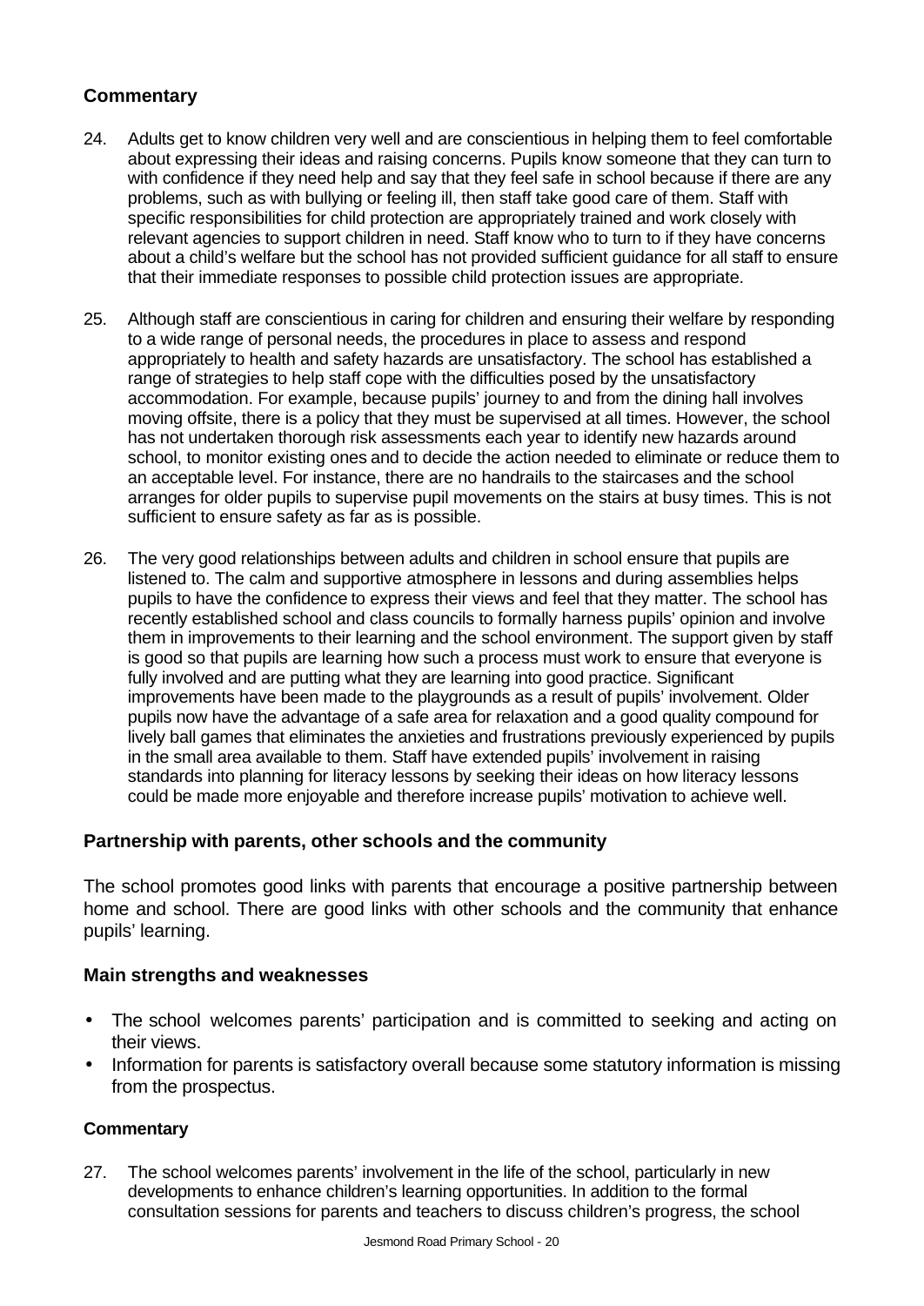### Commentary

24. Adults get to know children very well and are conscientious in helping them to feel comfortable about expressing their ideas and raising concerns. Pupils know someone that they can turn to with confidence if they need help and say that they feel safe in school because if there are any problems, such as with bullying or feeling ill, then staff take good care of them. Staff with specific responsibilities for child protection are appropriately trained and work closely with relevant agencies to support children in need. Staff know who to turn to if they have concerns about a child's welfare but the school has not provided sufficient guidance for all staff to ensure that their immediate responses to possible child protection issues are appropriate.

25. Although staff are conscientious in caring for children and ensuring their welfare by responding to a wide range of personal needs, the procedures in place to assess and respond appropriately to health and safety hazards are unsatisfactory. The school has established a range of strategies to help staff cope with the difficulties posed by the unsatisfactory accommodation. For example, because pupils' journey to and from the dining hall involves moving offsite, there is a policy that they must be supervised at all times. However, the school has not undertaken thorough risk assessments each year to identify new hazards around school, to monitor existing ones and to decide the action needed to eliminate or reduce them to an acceptable level. For instance, there are no handrails to the staircases and the school arranges for older pupils to supervise pupil movements on the stairs at busy times. This is not sufficient to ensure safety as far as is possible.

26. The very good relationships between adults and children in school ensure that pupils are listened to. The calm and supportive atmosphere in lessons and during assemblies helps pupils to have the confidence to express their views and feel that they matter. The school has recently established school and class councils to formally harness pupils' opinion and involve them in improvements to their learning and the school environment. The support given by staff is good so that pupils are learning how such a process must work to ensure that everyone is fully involved and are putting what they are learning into good practice. Significant improvements have been made to the playgrounds as a result of pupils' involvement. Older pupils now have the advantage of a safe area for relaxation and a good quality compound for lively ball games that eliminates the anxieties and frustrations previously experienced by pupils in the small area available to them. Staff have extended pupils' involvement in raising standards into planning for literacy lessons by seeking their ideas on how literacy lessons could be made more enjoyable and therefore increase pupils' motivation to achieve well.

## Partnership with parents, other schools and the community

The school promotes good links with parents that encourage a positive partnership between home and school. There are good links with other schools and the community that enhance pupils' learning.

### Main strengths and weaknesses

- The school welcomes parents' participation and is committed to seeking and acting on their views.
- Information for parents is satisfactory overall because some statutory information is missing from the prospectus.

### Commentary

27. The school welcomes parents' involvement in the life of the school, particularly in new developments to enhance children's learning opportunities. In addition to the formal consultation sessions for parents and teachers to discuss children's progress, the school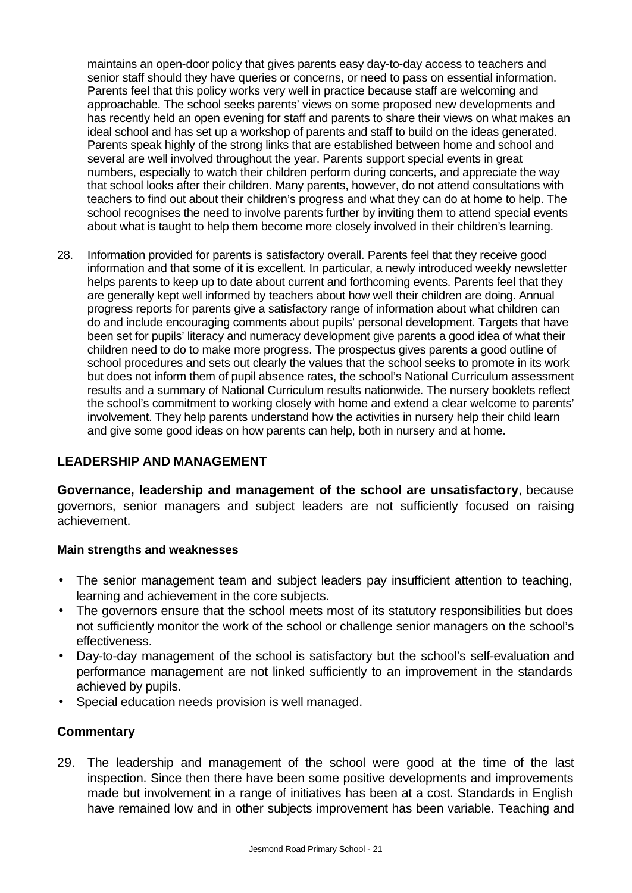maintains an open-door policy that gives parents easy day-to-day access to teachers and senior staff should they have queries or concerns, or need to pass on essential information. Parents feel that this policy works very well in practice because staff are welcoming and approachable. The school seeks parents' views on some proposed new developments and has recently held an open evening for staff and parents to share their views on what makes an ideal school and has set up a workshop of parents and staff to build on the ideas generated. Parents speak highly of the strong links that are established between home and school and several are well involved throughout the year. Parents support special events in great numbers, especially to watch their children perform during concerts, and appreciate the way that school looks after their children. Many parents, however, do not attend consultations with teachers to find out about their children's progress and what they can do at home to help. The school recognises the need to involve parents further by inviting them to attend special events about what is taught to help them become more closely involved in their children's learning.

28. Information provided for parents is satisfactory overall. Parents feel that they receive good information and that some of it is excellent. In particular, a newly introduced weekly newsletter helps parents to keep up to date about current and forthcoming events. Parents feel that they are generally kept well informed by teachers about how well their children are doing. Annual progress reports for parents give a satisfactory range of information about what children can do and include encouraging comments about pupils' personal development. Targets that have been set for pupils' literacy and numeracy development give parents a good idea of what their children need to do to make more progress. The prospectus gives parents a good outline of school procedures and sets out clearly the values that the school seeks to promote in its work but does not inform them of pupil absence rates, the school's National Curriculum assessment results and a summary of National Curriculum results nationwide. The nursery booklets reflect the school's commitment to working closely with home and extend a clear welcome to parents' involvement. They help parents understand how the activities in nursery help their child learn and give some good ideas on how parents can help, both in nursery and at home.

## LEADERSHIP AND MANAGEMENT

**Governance, leadership and management of the school are unsatisfactory**, because governors, senior managers and subject leaders are not sufficiently focused on raising achievement.

#### Main strengths and weaknesses

- The senior management team and subject leaders pay insufficient attention to teaching, learning and achievement in the core subjects.
- The governors ensure that the school meets most of its statutory responsibilities but does not sufficiently monitor the work of the school or challenge senior managers on the school's effectiveness.
- Day-to-day management of the school is satisfactory but the school's self-evaluation and performance management are not linked sufficiently to an improvement in the standards achieved by pupils.
- Special education needs provision is well managed.

### Commentary

29. The leadership and management of the school were good at the time of the last inspection. Since then there have been some positive developments and improvements made but involvement in a range of initiatives has been at a cost. Standards in English have remained low and in other subjects improvement has been variable. Teaching and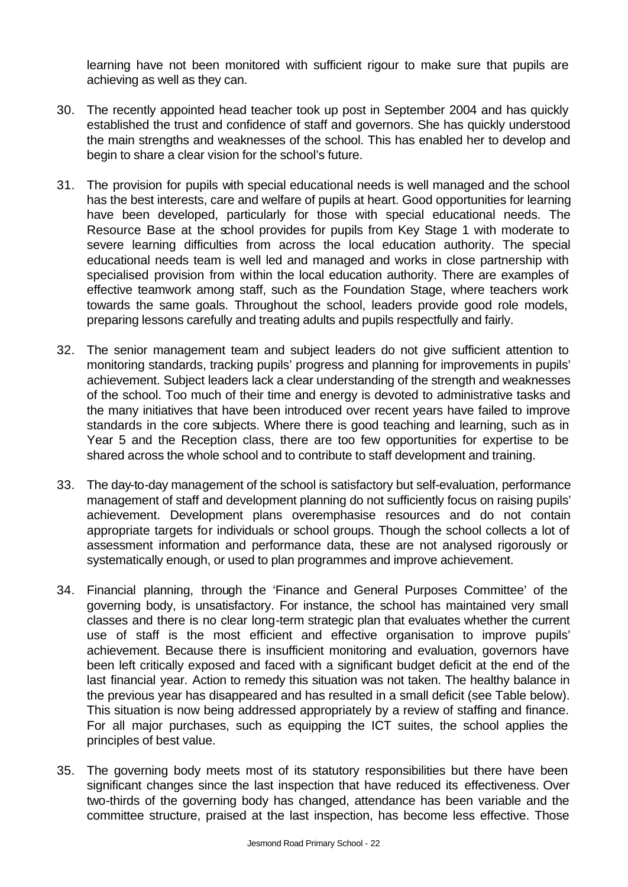learning have not been monitored with sufficient rigour to make sure that pupils are achieving as well as they can.

30. The recently appointed head teacher took up post in September 2004 and has quickly established the trust and confidence of staff and governors. She has quickly understood the main strengths and weaknesses of the school. This has enabled her to develop and begin to share a clear vision for the school's future.

31. The provision for pupils with special educational needs is well managed and the school has the best interests, care and welfare of pupils at heart. Good opportunities for learning have been developed, particularly for those with special educational needs. The Resource Base at the school provides for pupils from Key Stage 1 with moderate to severe learning difficulties from across the local education authority. The special educational needs team is well led and managed and works in close partnership with specialised provision from within the local education authority. There are examples of effective teamwork among staff, such as the Foundation Stage, where teachers work towards the same goals. Throughout the school, leaders provide good role models, preparing lessons carefully and treating adults and pupils respectfully and fairly.

32. The senior management team and subject leaders do not give sufficient attention to monitoring standards, tracking pupils' progress and planning for improvements in pupils' achievement. Subject leaders lack a clear understanding of the strength and weaknesses of the school. Too much of their time and energy is devoted to administrative tasks and the many initiatives that have been introduced over recent years have failed to improve standards in the core subjects. Where there is good teaching and learning, such as in Year 5 and the Reception class, there are too few opportunities for expertise to be shared across the whole school and to contribute to staff development and training.

33. The day-to-day management of the school is satisfactory but self-evaluation, performance management of staff and development planning do not sufficiently focus on raising pupils' achievement. Development plans overemphasise resources and do not contain appropriate targets for individuals or school groups. Though the school collects a lot of assessment information and performance data, these are not analysed rigorously or systematically enough, or used to plan programmes and improve achievement.

34. Financial planning, through the 'Finance and General Purposes Committee' of the governing body, is unsatisfactory. For instance, the school has maintained very small classes and there is no clear long-term strategic plan that evaluates whether the current use of staff is the most efficient and effective organisation to improve pupils' achievement. Because there is insufficient monitoring and evaluation, governors have been left critically exposed and faced with a significant budget deficit at the end of the last financial year. Action to remedy this situation was not taken. The healthy balance in the previous year has disappeared and has resulted in a small deficit (see Table below). This situation is now being addressed appropriately by a review of staffing and finance. For all major purchases, such as equipping the ICT suites, the school applies the principles of best value.

35. The governing body meets most of its statutory responsibilities but there have been significant changes since the last inspection that have reduced its effectiveness. Over two-thirds of the governing body has changed, attendance has been variable and the committee structure, praised at the last inspection, has become less effective. Those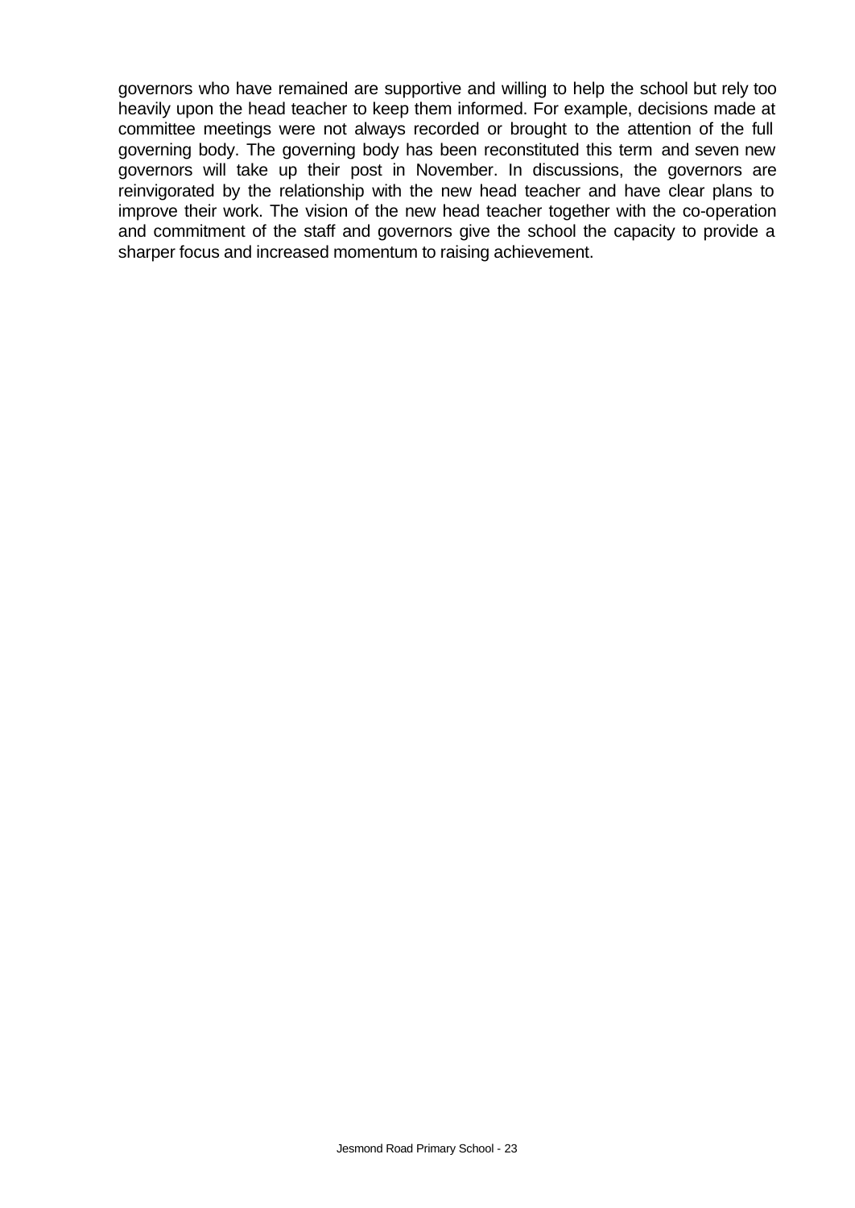governors who have remained are supportive and willing to help the school but rely too heavily upon the head teacher to keep them informed. For example, decisions made at committee meetings were not always recorded or brought to the attention of the full governing body. The governing body has been reconstituted this term and seven new governors will take up their post in November. In discussions, the governors are reinvigorated by the relationship with the new head teacher and have clear plans to improve their work. The vision of the new head teacher together with the co-operation and commitment of the staff and governors give the school the capacity to provide a sharper focus and increased momentum to raising achievement.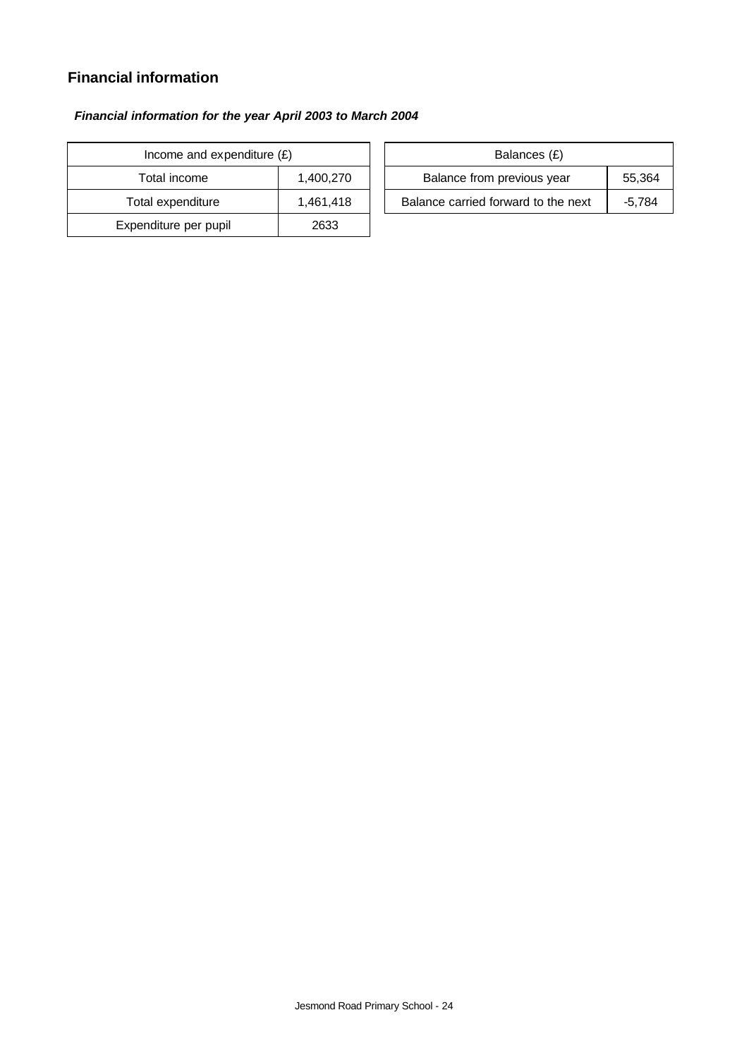## Financial information

***Financial information for the year April 2003 to March 2004***

| Income and expenditure (£) | |
|---|---|
| Total income | 1,400,270 |
| Total expenditure | 1,461,418 |
| Expenditure per pupil | 2633 |

| Balances (£) | |
|---|---|
| Balance from previous year | 55,364 |
| Balance carried forward to the next | -5,784 |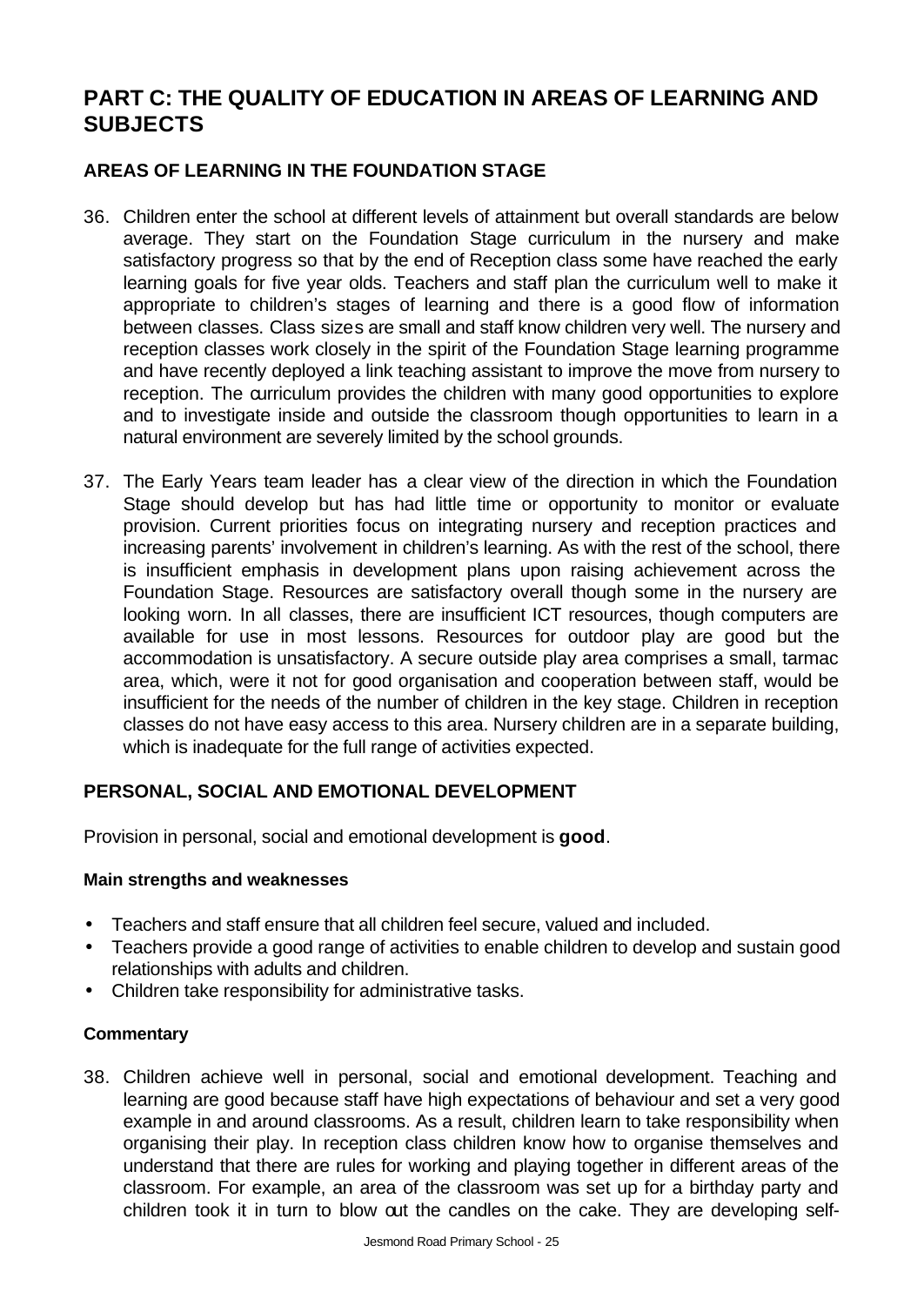# PART C: THE QUALITY OF EDUCATION IN AREAS OF LEARNING AND SUBJECTS

## AREAS OF LEARNING IN THE FOUNDATION STAGE

36. Children enter the school at different levels of attainment but overall standards are below average. They start on the Foundation Stage curriculum in the nursery and make satisfactory progress so that by the end of Reception class some have reached the early learning goals for five year olds. Teachers and staff plan the curriculum well to make it appropriate to children's stages of learning and there is a good flow of information between classes. Class sizes are small and staff know children very well. The nursery and reception classes work closely in the spirit of the Foundation Stage learning programme and have recently deployed a link teaching assistant to improve the move from nursery to reception. The curriculum provides the children with many good opportunities to explore and to investigate inside and outside the classroom though opportunities to learn in a natural environment are severely limited by the school grounds.

37. The Early Years team leader has a clear view of the direction in which the Foundation Stage should develop but has had little time or opportunity to monitor or evaluate provision. Current priorities focus on integrating nursery and reception practices and increasing parents' involvement in children's learning. As with the rest of the school, there is insufficient emphasis in development plans upon raising achievement across the Foundation Stage. Resources are satisfactory overall though some in the nursery are looking worn. In all classes, there are insufficient ICT resources, though computers are available for use in most lessons. Resources for outdoor play are good but the accommodation is unsatisfactory. A secure outside play area comprises a small, tarmac area, which, were it not for good organisation and cooperation between staff, would be insufficient for the needs of the number of children in the key stage. Children in reception classes do not have easy access to this area. Nursery children are in a separate building, which is inadequate for the full range of activities expected.

## PERSONAL, SOCIAL AND EMOTIONAL DEVELOPMENT

Provision in personal, social and emotional development is **good**.

### Main strengths and weaknesses

- Teachers and staff ensure that all children feel secure, valued and included.
- Teachers provide a good range of activities to enable children to develop and sustain good relationships with adults and children.
- Children take responsibility for administrative tasks.

### Commentary

38. Children achieve well in personal, social and emotional development. Teaching and learning are good because staff have high expectations of behaviour and set a very good example in and around classrooms. As a result, children learn to take responsibility when organising their play. In reception class children know how to organise themselves and understand that there are rules for working and playing together in different areas of the classroom. For example, an area of the classroom was set up for a birthday party and children took it in turn to blow out the candles on the cake. They are developing self-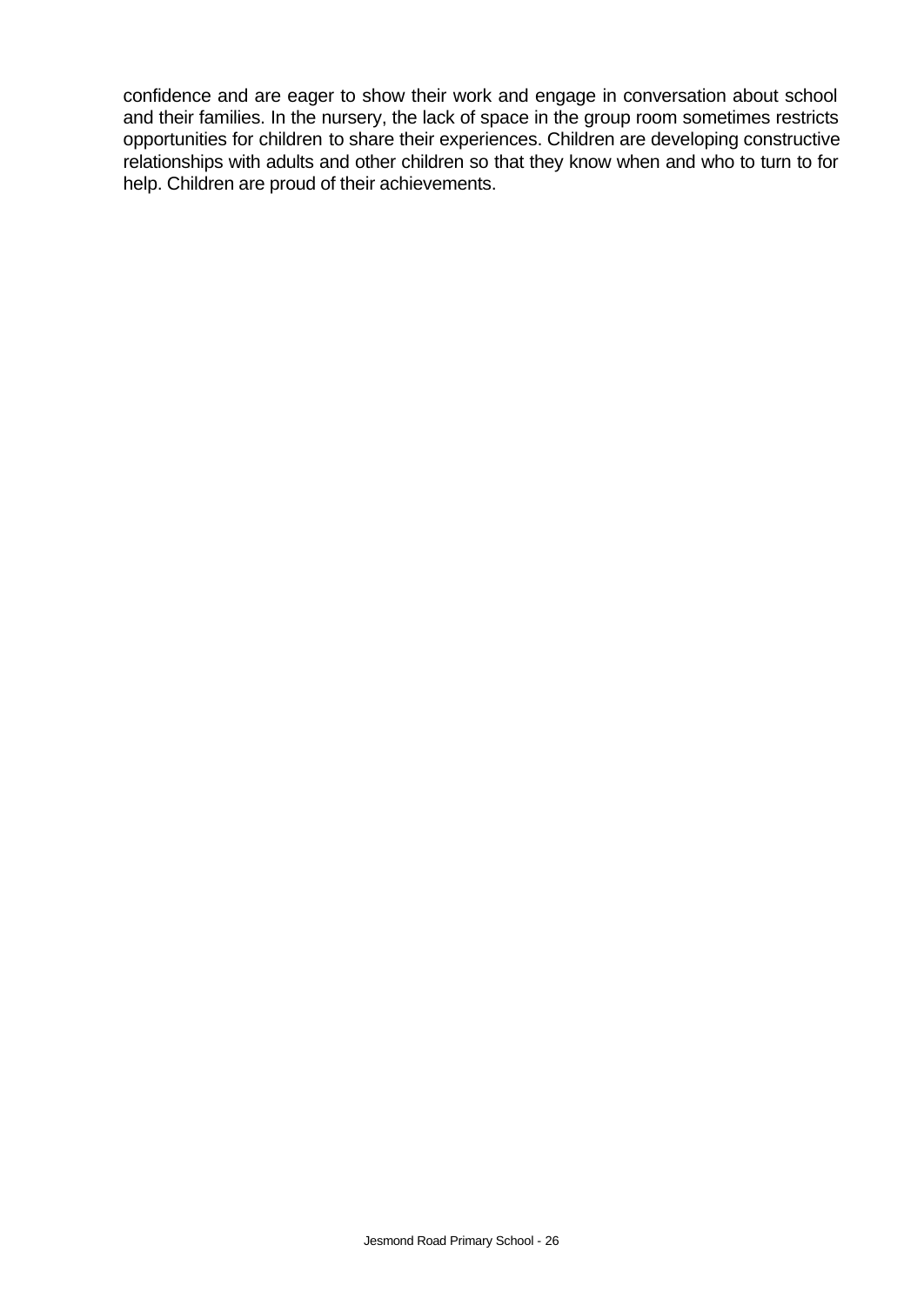confidence and are eager to show their work and engage in conversation about school and their families. In the nursery, the lack of space in the group room sometimes restricts opportunities for children to share their experiences. Children are developing constructive relationships with adults and other children so that they know when and who to turn to for help. Children are proud of their achievements.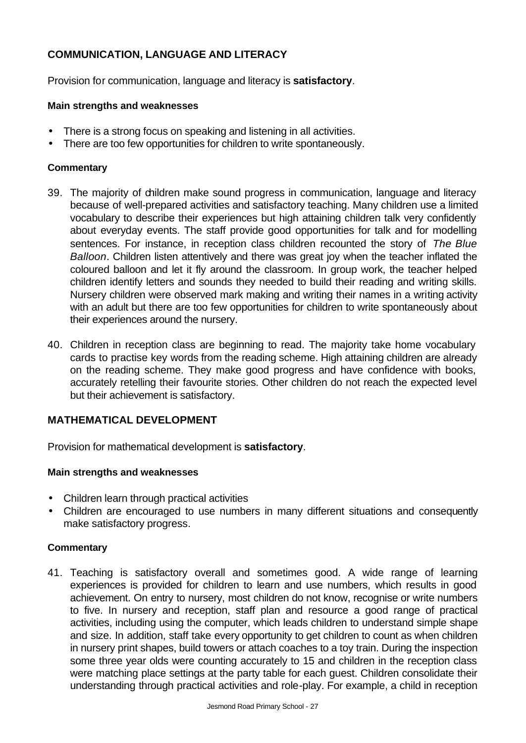## COMMUNICATION, LANGUAGE AND LITERACY

Provision for communication, language and literacy is **satisfactory**.

#### Main strengths and weaknesses

- There is a strong focus on speaking and listening in all activities.
- There are too few opportunities for children to write spontaneously.

#### Commentary

39. The majority of children make sound progress in communication, language and literacy because of well-prepared activities and satisfactory teaching. Many children use a limited vocabulary to describe their experiences but high attaining children talk very confidently about everyday events. The staff provide good opportunities for talk and for modelling sentences. For instance, in reception class children recounted the story of *The Blue Balloon*. Children listen attentively and there was great joy when the teacher inflated the coloured balloon and let it fly around the classroom. In group work, the teacher helped children identify letters and sounds they needed to build their reading and writing skills. Nursery children were observed mark making and writing their names in a writing activity with an adult but there are too few opportunities for children to write spontaneously about their experiences around the nursery.

40. Children in reception class are beginning to read. The majority take home vocabulary cards to practise key words from the reading scheme. High attaining children are already on the reading scheme. They make good progress and have confidence with books, accurately retelling their favourite stories. Other children do not reach the expected level but their achievement is satisfactory.

## MATHEMATICAL DEVELOPMENT

Provision for mathematical development is **satisfactory**.

#### Main strengths and weaknesses

- Children learn through practical activities
- Children are encouraged to use numbers in many different situations and consequently make satisfactory progress.

#### Commentary

41. Teaching is satisfactory overall and sometimes good. A wide range of learning experiences is provided for children to learn and use numbers, which results in good achievement. On entry to nursery, most children do not know, recognise or write numbers to five. In nursery and reception, staff plan and resource a good range of practical activities, including using the computer, which leads children to understand simple shape and size. In addition, staff take every opportunity to get children to count as when children in nursery print shapes, build towers or attach coaches to a toy train. During the inspection some three year olds were counting accurately to 15 and children in the reception class were matching place settings at the party table for each guest. Children consolidate their understanding through practical activities and role-play. For example, a child in reception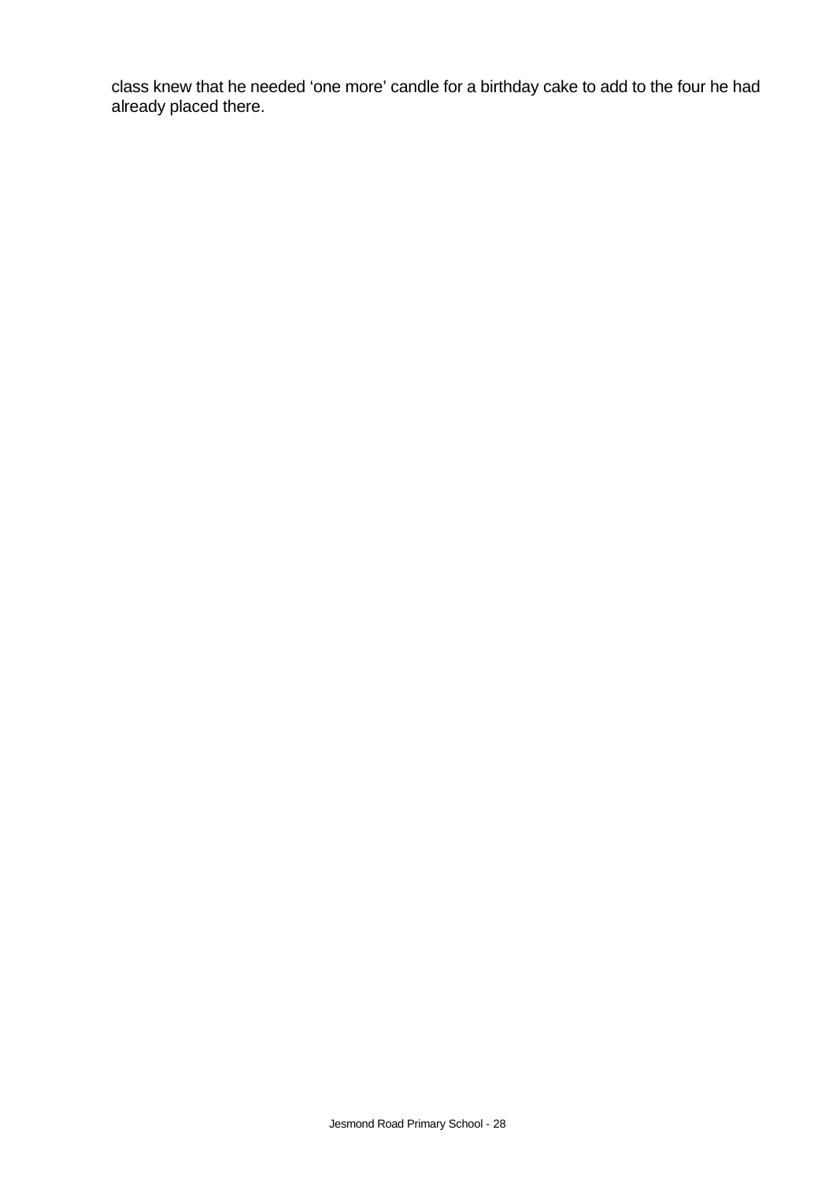class knew that he needed ‘one more’ candle for a birthday cake to add to the four he had already placed there.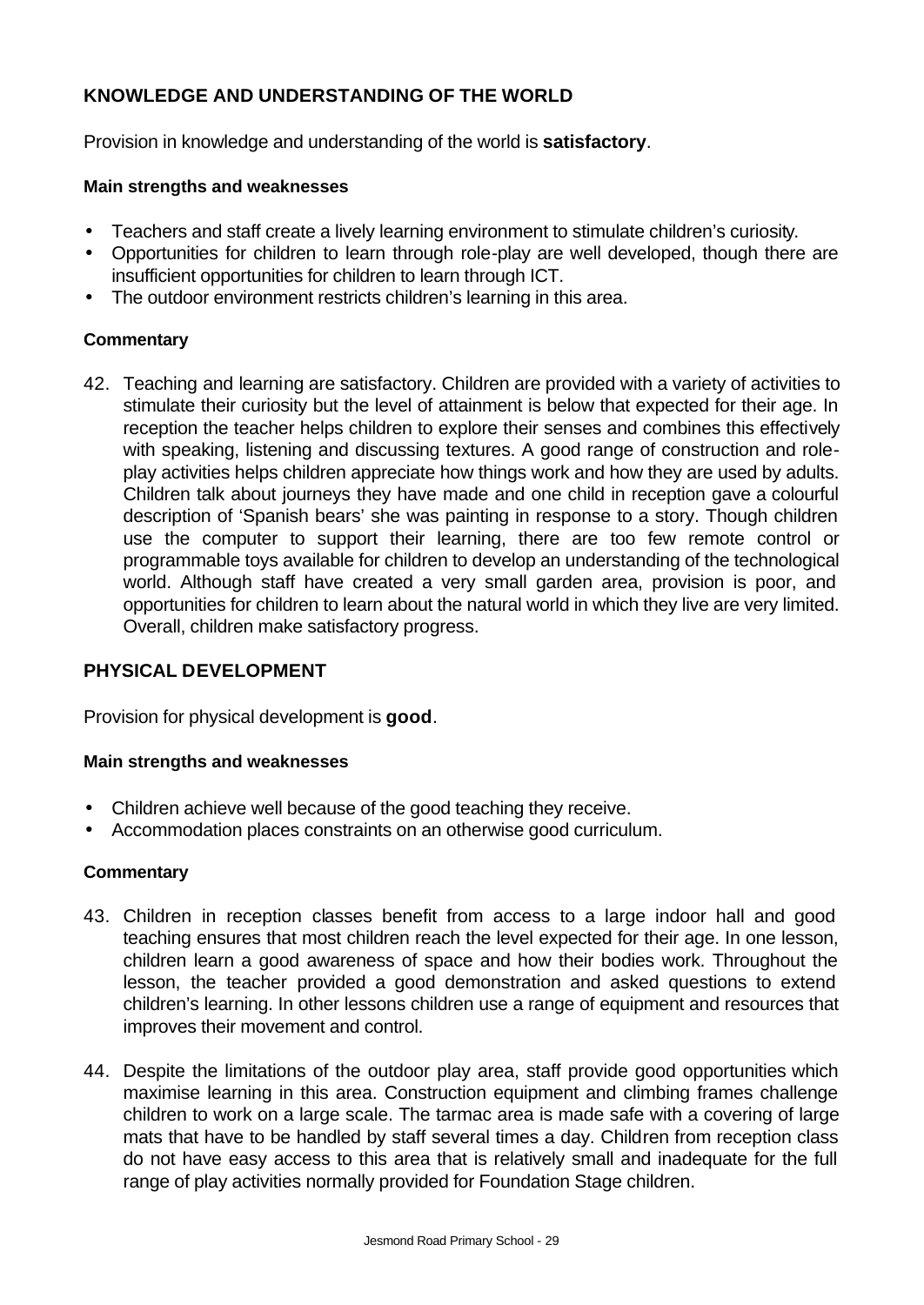## KNOWLEDGE AND UNDERSTANDING OF THE WORLD

Provision in knowledge and understanding of the world is **satisfactory**.

### Main strengths and weaknesses

- Teachers and staff create a lively learning environment to stimulate children's curiosity.
- Opportunities for children to learn through role-play are well developed, though there are insufficient opportunities for children to learn through ICT.
- The outdoor environment restricts children's learning in this area.

### Commentary

42. Teaching and learning are satisfactory. Children are provided with a variety of activities to stimulate their curiosity but the level of attainment is below that expected for their age. In reception the teacher helps children to explore their senses and combines this effectively with speaking, listening and discussing textures. A good range of construction and role-play activities helps children appreciate how things work and how they are used by adults. Children talk about journeys they have made and one child in reception gave a colourful description of 'Spanish bears' she was painting in response to a story. Though children use the computer to support their learning, there are too few remote control or programmable toys available for children to develop an understanding of the technological world. Although staff have created a very small garden area, provision is poor, and opportunities for children to learn about the natural world in which they live are very limited. Overall, children make satisfactory progress.

## PHYSICAL DEVELOPMENT

Provision for physical development is **good**.

### Main strengths and weaknesses

- Children achieve well because of the good teaching they receive.
- Accommodation places constraints on an otherwise good curriculum.

### Commentary

43. Children in reception classes benefit from access to a large indoor hall and good teaching ensures that most children reach the level expected for their age. In one lesson, children learn a good awareness of space and how their bodies work. Throughout the lesson, the teacher provided a good demonstration and asked questions to extend children's learning. In other lessons children use a range of equipment and resources that improves their movement and control.

44. Despite the limitations of the outdoor play area, staff provide good opportunities which maximise learning in this area. Construction equipment and climbing frames challenge children to work on a large scale. The tarmac area is made safe with a covering of large mats that have to be handled by staff several times a day. Children from reception class do not have easy access to this area that is relatively small and inadequate for the full range of play activities normally provided for Foundation Stage children.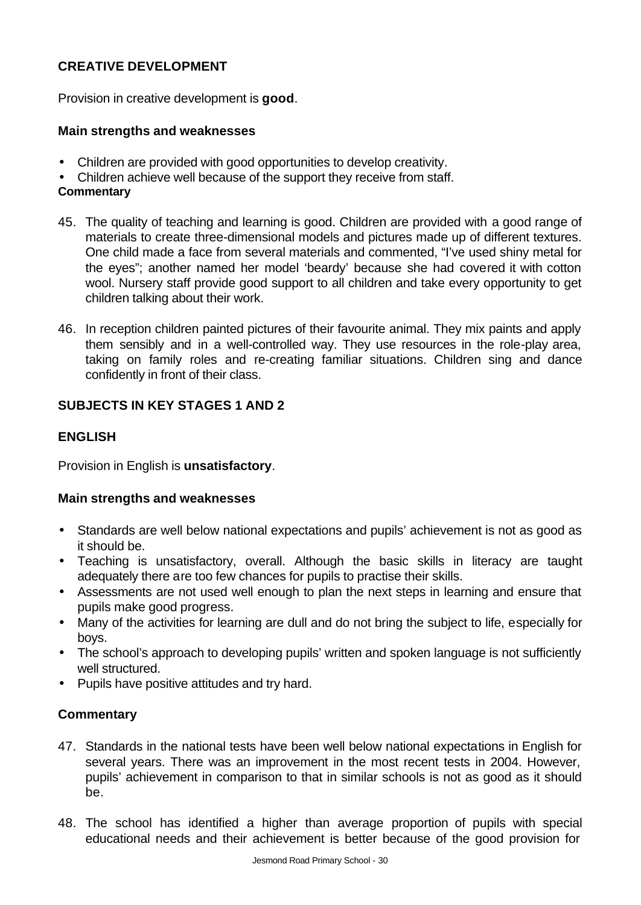### CREATIVE DEVELOPMENT

Provision in creative development is **good**.

#### Main strengths and weaknesses

- Children are provided with good opportunities to develop creativity.
- Children achieve well because of the support they receive from staff.

**Commentary**

45. The quality of teaching and learning is good. Children are provided with a good range of materials to create three-dimensional models and pictures made up of different textures. One child made a face from several materials and commented, "I've used shiny metal for the eyes"; another named her model 'beardy' because she had covered it with cotton wool. Nursery staff provide good support to all children and take every opportunity to get children talking about their work.

46. In reception children painted pictures of their favourite animal. They mix paints and apply them sensibly and in a well-controlled way. They use resources in the role-play area, taking on family roles and re-creating familiar situations. Children sing and dance confidently in front of their class.

## SUBJECTS IN KEY STAGES 1 AND 2

### ENGLISH

Provision in English is **unsatisfactory**.

#### Main strengths and weaknesses

- Standards are well below national expectations and pupils' achievement is not as good as it should be.
- Teaching is unsatisfactory, overall. Although the basic skills in literacy are taught adequately there are too few chances for pupils to practise their skills.
- Assessments are not used well enough to plan the next steps in learning and ensure that pupils make good progress.
- Many of the activities for learning are dull and do not bring the subject to life, especially for boys.
- The school's approach to developing pupils' written and spoken language is not sufficiently well structured.
- Pupils have positive attitudes and try hard.

#### Commentary

47. Standards in the national tests have been well below national expectations in English for several years. There was an improvement in the most recent tests in 2004. However, pupils' achievement in comparison to that in similar schools is not as good as it should be.

48. The school has identified a higher than average proportion of pupils with special educational needs and their achievement is better because of the good provision for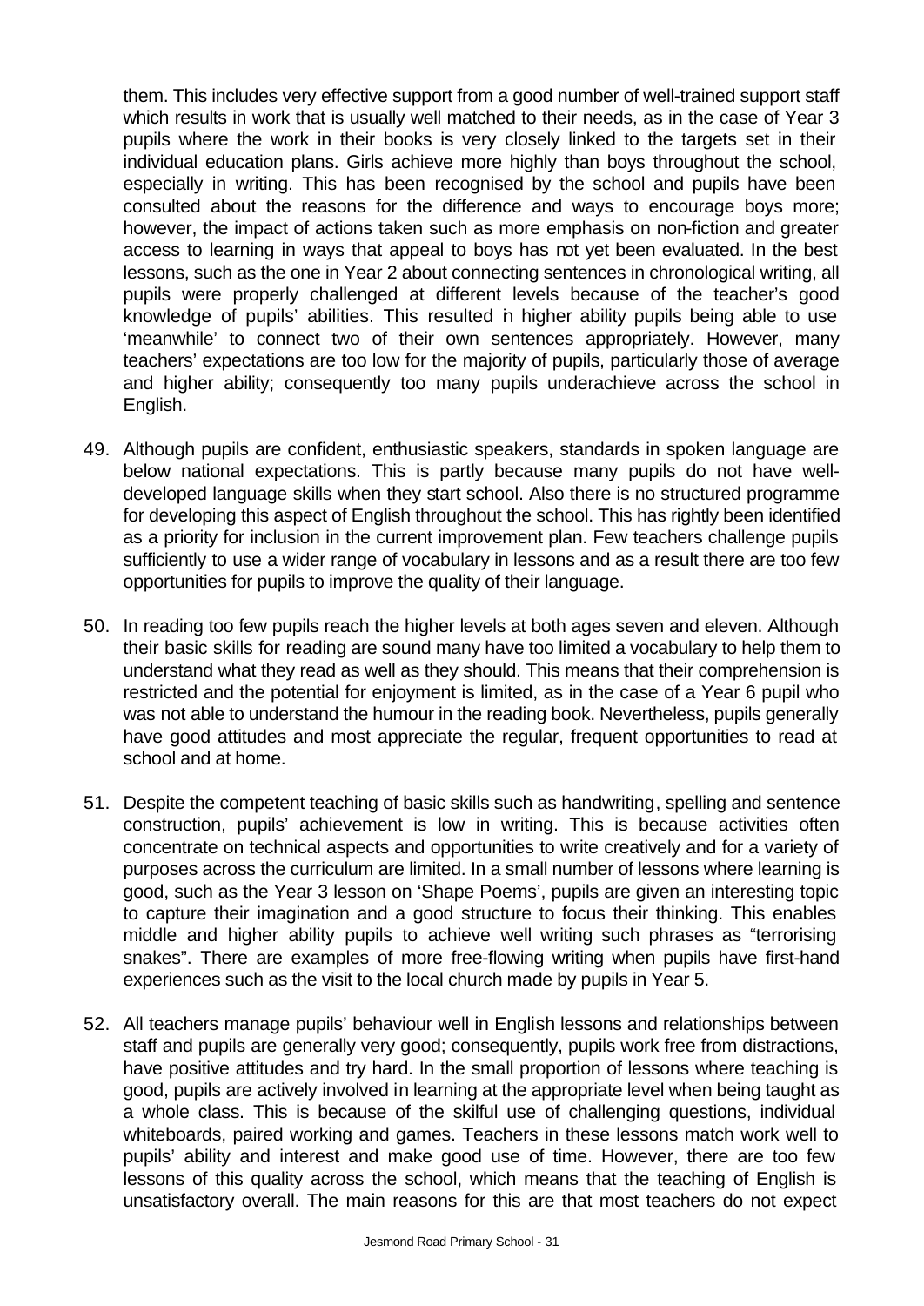them. This includes very effective support from a good number of well-trained support staff which results in work that is usually well matched to their needs, as in the case of Year 3 pupils where the work in their books is very closely linked to the targets set in their individual education plans. Girls achieve more highly than boys throughout the school, especially in writing. This has been recognised by the school and pupils have been consulted about the reasons for the difference and ways to encourage boys more; however, the impact of actions taken such as more emphasis on non-fiction and greater access to learning in ways that appeal to boys has not yet been evaluated. In the best lessons, such as the one in Year 2 about connecting sentences in chronological writing, all pupils were properly challenged at different levels because of the teacher's good knowledge of pupils' abilities. This resulted in higher ability pupils being able to use 'meanwhile' to connect two of their own sentences appropriately. However, many teachers' expectations are too low for the majority of pupils, particularly those of average and higher ability; consequently too many pupils underachieve across the school in English.

49. Although pupils are confident, enthusiastic speakers, standards in spoken language are below national expectations. This is partly because many pupils do not have well-developed language skills when they start school. Also there is no structured programme for developing this aspect of English throughout the school. This has rightly been identified as a priority for inclusion in the current improvement plan. Few teachers challenge pupils sufficiently to use a wider range of vocabulary in lessons and as a result there are too few opportunities for pupils to improve the quality of their language.

50. In reading too few pupils reach the higher levels at both ages seven and eleven. Although their basic skills for reading are sound many have too limited a vocabulary to help them to understand what they read as well as they should. This means that their comprehension is restricted and the potential for enjoyment is limited, as in the case of a Year 6 pupil who was not able to understand the humour in the reading book. Nevertheless, pupils generally have good attitudes and most appreciate the regular, frequent opportunities to read at school and at home.

51. Despite the competent teaching of basic skills such as handwriting, spelling and sentence construction, pupils' achievement is low in writing. This is because activities often concentrate on technical aspects and opportunities to write creatively and for a variety of purposes across the curriculum are limited. In a small number of lessons where learning is good, such as the Year 3 lesson on 'Shape Poems', pupils are given an interesting topic to capture their imagination and a good structure to focus their thinking. This enables middle and higher ability pupils to achieve well writing such phrases as "terrorising snakes". There are examples of more free-flowing writing when pupils have first-hand experiences such as the visit to the local church made by pupils in Year 5.

52. All teachers manage pupils' behaviour well in English lessons and relationships between staff and pupils are generally very good; consequently, pupils work free from distractions, have positive attitudes and try hard. In the small proportion of lessons where teaching is good, pupils are actively involved in learning at the appropriate level when being taught as a whole class. This is because of the skilful use of challenging questions, individual whiteboards, paired working and games. Teachers in these lessons match work well to pupils' ability and interest and make good use of time. However, there are too few lessons of this quality across the school, which means that the teaching of English is unsatisfactory overall. The main reasons for this are that most teachers do not expect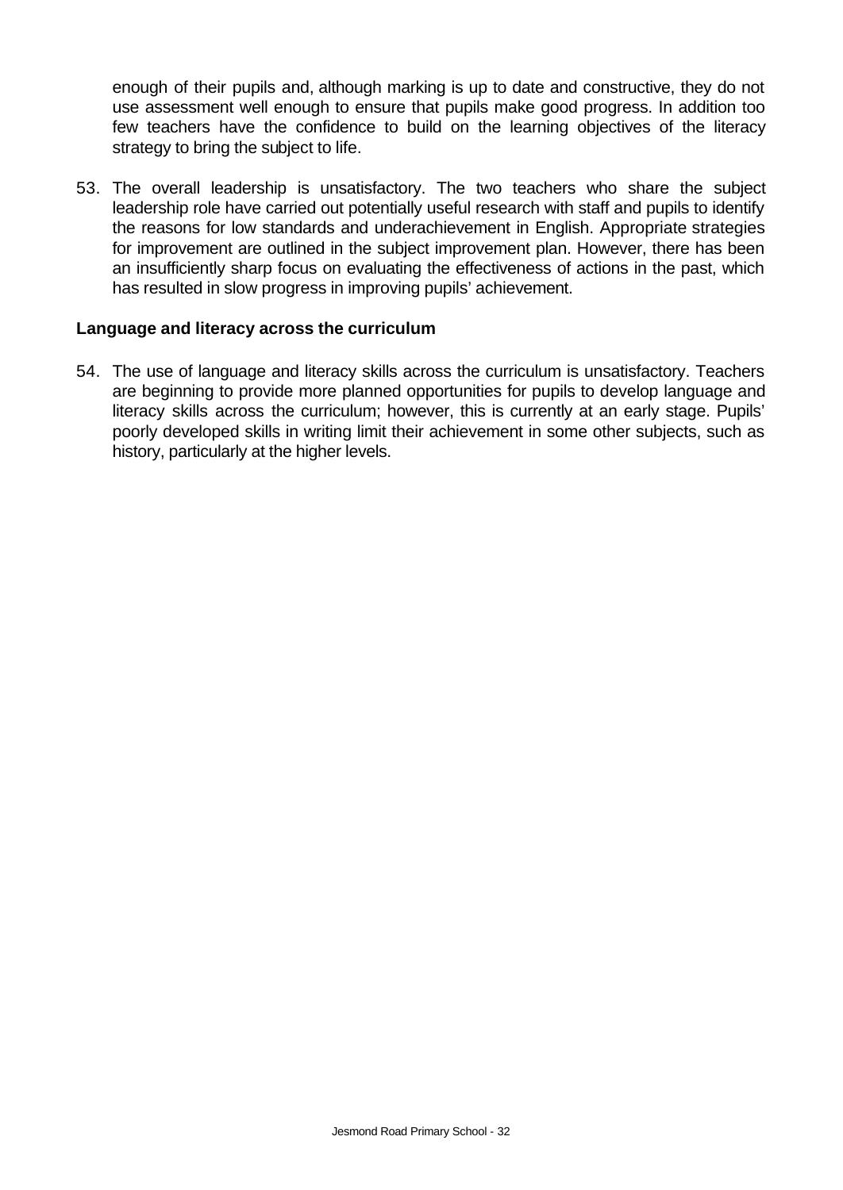enough of their pupils and, although marking is up to date and constructive, they do not use assessment well enough to ensure that pupils make good progress. In addition too few teachers have the confidence to build on the learning objectives of the literacy strategy to bring the subject to life.

53. The overall leadership is unsatisfactory. The two teachers who share the subject leadership role have carried out potentially useful research with staff and pupils to identify the reasons for low standards and underachievement in English. Appropriate strategies for improvement are outlined in the subject improvement plan. However, there has been an insufficiently sharp focus on evaluating the effectiveness of actions in the past, which has resulted in slow progress in improving pupils' achievement.

**Language and literacy across the curriculum**

54. The use of language and literacy skills across the curriculum is unsatisfactory. Teachers are beginning to provide more planned opportunities for pupils to develop language and literacy skills across the curriculum; however, this is currently at an early stage. Pupils' poorly developed skills in writing limit their achievement in some other subjects, such as history, particularly at the higher levels.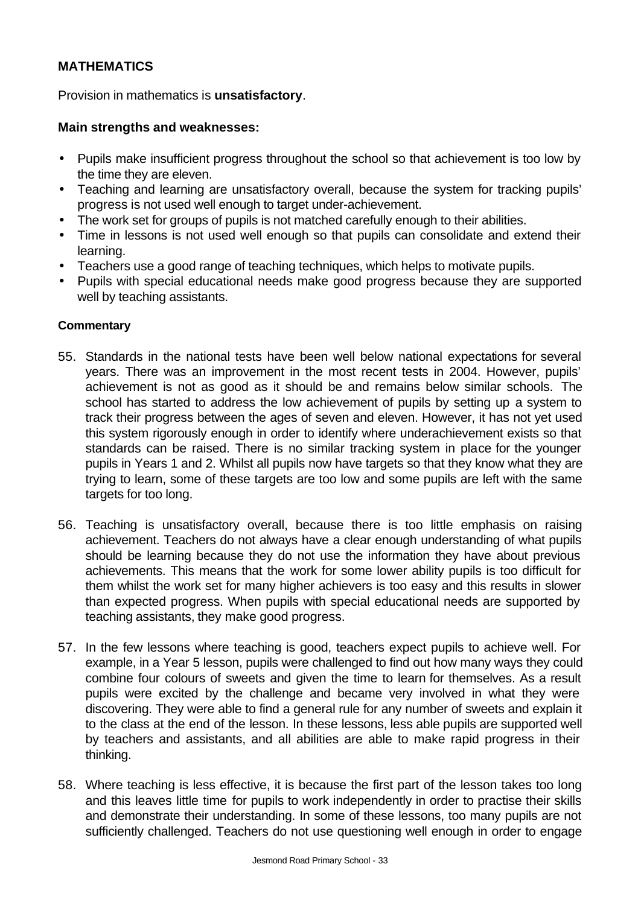## MATHEMATICS

Provision in mathematics is **unsatisfactory**.

### Main strengths and weaknesses:

- Pupils make insufficient progress throughout the school so that achievement is too low by the time they are eleven.
- Teaching and learning are unsatisfactory overall, because the system for tracking pupils' progress is not used well enough to target under-achievement.
- The work set for groups of pupils is not matched carefully enough to their abilities.
- Time in lessons is not used well enough so that pupils can consolidate and extend their learning.
- Teachers use a good range of teaching techniques, which helps to motivate pupils.
- Pupils with special educational needs make good progress because they are supported well by teaching assistants.

#### Commentary

55. Standards in the national tests have been well below national expectations for several years. There was an improvement in the most recent tests in 2004. However, pupils' achievement is not as good as it should be and remains below similar schools. The school has started to address the low achievement of pupils by setting up a system to track their progress between the ages of seven and eleven. However, it has not yet used this system rigorously enough in order to identify where underachievement exists so that standards can be raised. There is no similar tracking system in place for the younger pupils in Years 1 and 2. Whilst all pupils now have targets so that they know what they are trying to learn, some of these targets are too low and some pupils are left with the same targets for too long.

56. Teaching is unsatisfactory overall, because there is too little emphasis on raising achievement. Teachers do not always have a clear enough understanding of what pupils should be learning because they do not use the information they have about previous achievements. This means that the work for some lower ability pupils is too difficult for them whilst the work set for many higher achievers is too easy and this results in slower than expected progress. When pupils with special educational needs are supported by teaching assistants, they make good progress.

57. In the few lessons where teaching is good, teachers expect pupils to achieve well. For example, in a Year 5 lesson, pupils were challenged to find out how many ways they could combine four colours of sweets and given the time to learn for themselves. As a result pupils were excited by the challenge and became very involved in what they were discovering. They were able to find a general rule for any number of sweets and explain it to the class at the end of the lesson. In these lessons, less able pupils are supported well by teachers and assistants, and all abilities are able to make rapid progress in their thinking.

58. Where teaching is less effective, it is because the first part of the lesson takes too long and this leaves little time for pupils to work independently in order to practise their skills and demonstrate their understanding. In some of these lessons, too many pupils are not sufficiently challenged. Teachers do not use questioning well enough in order to engage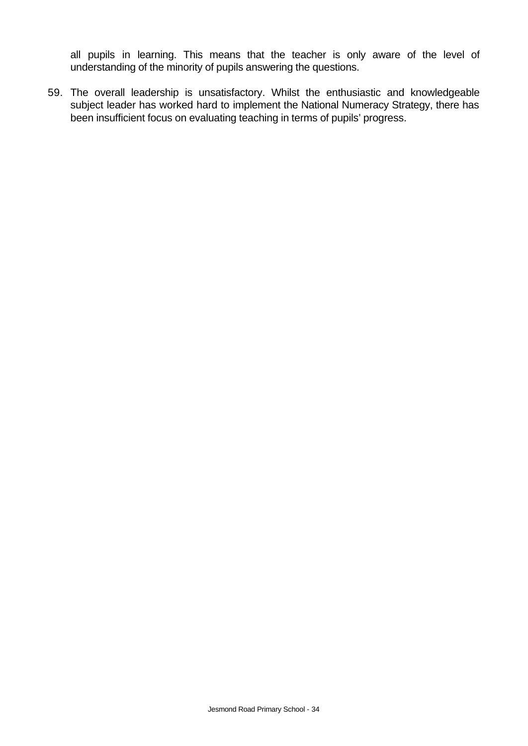all pupils in learning. This means that the teacher is only aware of the level of understanding of the minority of pupils answering the questions.

59. The overall leadership is unsatisfactory. Whilst the enthusiastic and knowledgeable subject leader has worked hard to implement the National Numeracy Strategy, there has been insufficient focus on evaluating teaching in terms of pupils' progress.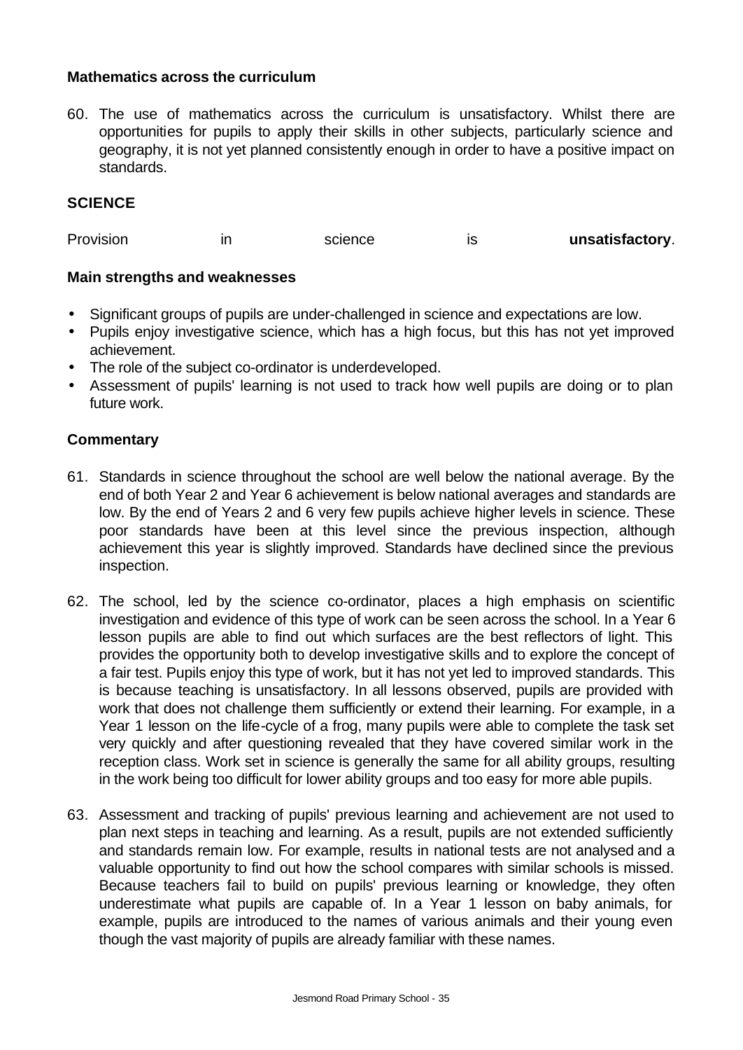### Mathematics across the curriculum

60. The use of mathematics across the curriculum is unsatisfactory. Whilst there are opportunities for pupils to apply their skills in other subjects, particularly science and geography, it is not yet planned consistently enough in order to have a positive impact on standards.

## SCIENCE

Provision in science is **unsatisfactory**.

### Main strengths and weaknesses

- Significant groups of pupils are under-challenged in science and expectations are low.
- Pupils enjoy investigative science, which has a high focus, but this has not yet improved achievement.
- The role of the subject co-ordinator is underdeveloped.
- Assessment of pupils' learning is not used to track how well pupils are doing or to plan future work.

### Commentary

61. Standards in science throughout the school are well below the national average. By the end of both Year 2 and Year 6 achievement is below national averages and standards are low. By the end of Years 2 and 6 very few pupils achieve higher levels in science. These poor standards have been at this level since the previous inspection, although achievement this year is slightly improved. Standards have declined since the previous inspection.

62. The school, led by the science co-ordinator, places a high emphasis on scientific investigation and evidence of this type of work can be seen across the school. In a Year 6 lesson pupils are able to find out which surfaces are the best reflectors of light. This provides the opportunity both to develop investigative skills and to explore the concept of a fair test. Pupils enjoy this type of work, but it has not yet led to improved standards. This is because teaching is unsatisfactory. In all lessons observed, pupils are provided with work that does not challenge them sufficiently or extend their learning. For example, in a Year 1 lesson on the life-cycle of a frog, many pupils were able to complete the task set very quickly and after questioning revealed that they have covered similar work in the reception class. Work set in science is generally the same for all ability groups, resulting in the work being too difficult for lower ability groups and too easy for more able pupils.

63. Assessment and tracking of pupils' previous learning and achievement are not used to plan next steps in teaching and learning. As a result, pupils are not extended sufficiently and standards remain low. For example, results in national tests are not analysed and a valuable opportunity to find out how the school compares with similar schools is missed. Because teachers fail to build on pupils' previous learning or knowledge, they often underestimate what pupils are capable of. In a Year 1 lesson on baby animals, for example, pupils are introduced to the names of various animals and their young even though the vast majority of pupils are already familiar with these names.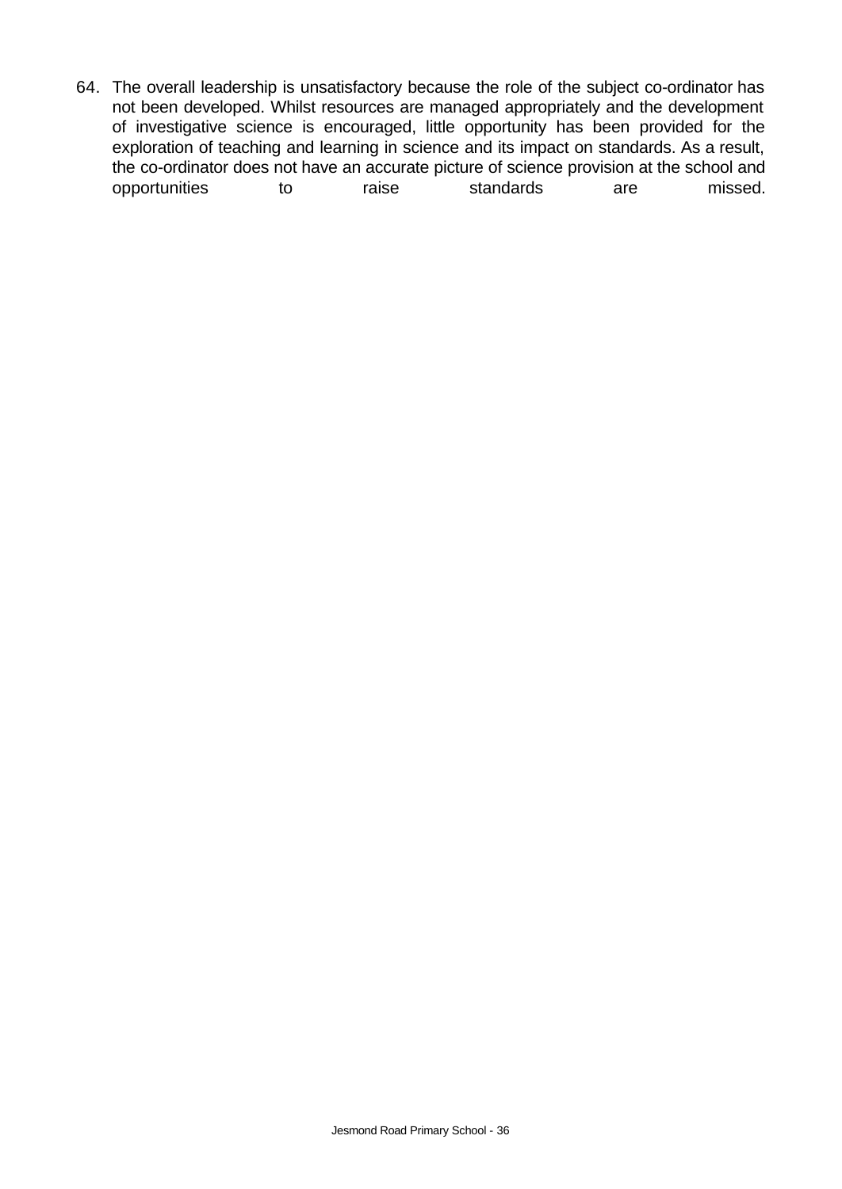64. The overall leadership is unsatisfactory because the role of the subject co-ordinator has not been developed. Whilst resources are managed appropriately and the development of investigative science is encouraged, little opportunity has been provided for the exploration of teaching and learning in science and its impact on standards. As a result, the co-ordinator does not have an accurate picture of science provision at the school and opportunities to raise standards are missed.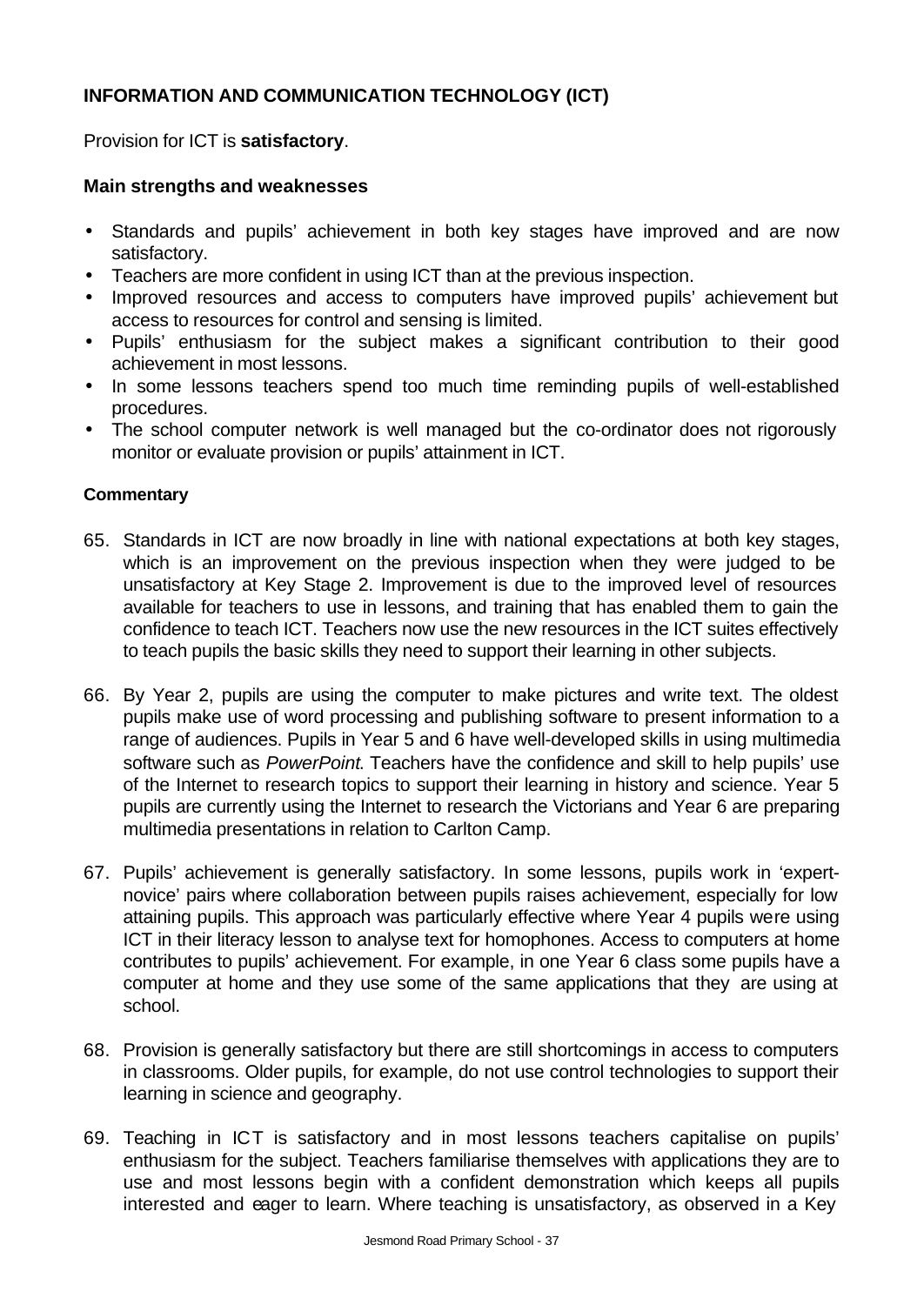## INFORMATION AND COMMUNICATION TECHNOLOGY (ICT)

Provision for ICT is **satisfactory**.

### Main strengths and weaknesses

- Standards and pupils' achievement in both key stages have improved and are now satisfactory.
- Teachers are more confident in using ICT than at the previous inspection.
- Improved resources and access to computers have improved pupils' achievement but access to resources for control and sensing is limited.
- Pupils' enthusiasm for the subject makes a significant contribution to their good achievement in most lessons.
- In some lessons teachers spend too much time reminding pupils of well-established procedures.
- The school computer network is well managed but the co-ordinator does not rigorously monitor or evaluate provision or pupils' attainment in ICT.

#### Commentary

65. Standards in ICT are now broadly in line with national expectations at both key stages, which is an improvement on the previous inspection when they were judged to be unsatisfactory at Key Stage 2. Improvement is due to the improved level of resources available for teachers to use in lessons, and training that has enabled them to gain the confidence to teach ICT. Teachers now use the new resources in the ICT suites effectively to teach pupils the basic skills they need to support their learning in other subjects.

66. By Year 2, pupils are using the computer to make pictures and write text. The oldest pupils make use of word processing and publishing software to present information to a range of audiences. Pupils in Year 5 and 6 have well-developed skills in using multimedia software such as *PowerPoint*. Teachers have the confidence and skill to help pupils' use of the Internet to research topics to support their learning in history and science. Year 5 pupils are currently using the Internet to research the Victorians and Year 6 are preparing multimedia presentations in relation to Carlton Camp.

67. Pupils' achievement is generally satisfactory. In some lessons, pupils work in 'expert-novice' pairs where collaboration between pupils raises achievement, especially for low attaining pupils. This approach was particularly effective where Year 4 pupils were using ICT in their literacy lesson to analyse text for homophones. Access to computers at home contributes to pupils' achievement. For example, in one Year 6 class some pupils have a computer at home and they use some of the same applications that they are using at school.

68. Provision is generally satisfactory but there are still shortcomings in access to computers in classrooms. Older pupils, for example, do not use control technologies to support their learning in science and geography.

69. Teaching in ICT is satisfactory and in most lessons teachers capitalise on pupils' enthusiasm for the subject. Teachers familiarise themselves with applications they are to use and most lessons begin with a confident demonstration which keeps all pupils interested and eager to learn. Where teaching is unsatisfactory, as observed in a Key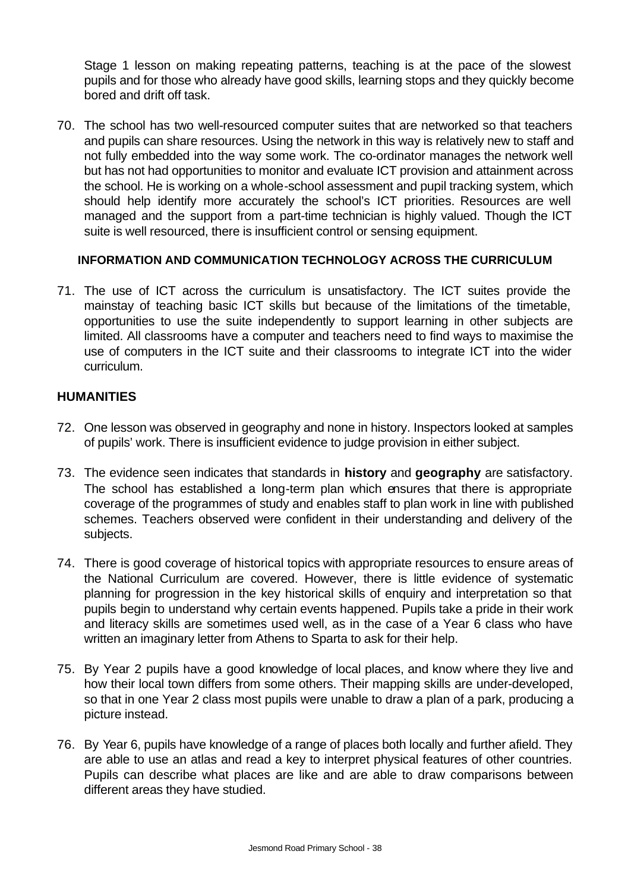Stage 1 lesson on making repeating patterns, teaching is at the pace of the slowest pupils and for those who already have good skills, learning stops and they quickly become bored and drift off task.

70. The school has two well-resourced computer suites that are networked so that teachers and pupils can share resources. Using the network in this way is relatively new to staff and not fully embedded into the way some work. The co-ordinator manages the network well but has not had opportunities to monitor and evaluate ICT provision and attainment across the school. He is working on a whole-school assessment and pupil tracking system, which should help identify more accurately the school's ICT priorities. Resources are well managed and the support from a part-time technician is highly valued. Though the ICT suite is well resourced, there is insufficient control or sensing equipment.

### INFORMATION AND COMMUNICATION TECHNOLOGY ACROSS THE CURRICULUM

71. The use of ICT across the curriculum is unsatisfactory. The ICT suites provide the mainstay of teaching basic ICT skills but because of the limitations of the timetable, opportunities to use the suite independently to support learning in other subjects are limited. All classrooms have a computer and teachers need to find ways to maximise the use of computers in the ICT suite and their classrooms to integrate ICT into the wider curriculum.

## HUMANITIES

72. One lesson was observed in geography and none in history. Inspectors looked at samples of pupils' work. There is insufficient evidence to judge provision in either subject.

73. The evidence seen indicates that standards in **history** and **geography** are satisfactory. The school has established a long-term plan which ensures that there is appropriate coverage of the programmes of study and enables staff to plan work in line with published schemes. Teachers observed were confident in their understanding and delivery of the subjects.

74. There is good coverage of historical topics with appropriate resources to ensure areas of the National Curriculum are covered. However, there is little evidence of systematic planning for progression in the key historical skills of enquiry and interpretation so that pupils begin to understand why certain events happened. Pupils take a pride in their work and literacy skills are sometimes used well, as in the case of a Year 6 class who have written an imaginary letter from Athens to Sparta to ask for their help.

75. By Year 2 pupils have a good knowledge of local places, and know where they live and how their local town differs from some others. Their mapping skills are under-developed, so that in one Year 2 class most pupils were unable to draw a plan of a park, producing a picture instead.

76. By Year 6, pupils have knowledge of a range of places both locally and further afield. They are able to use an atlas and read a key to interpret physical features of other countries. Pupils can describe what places are like and are able to draw comparisons between different areas they have studied.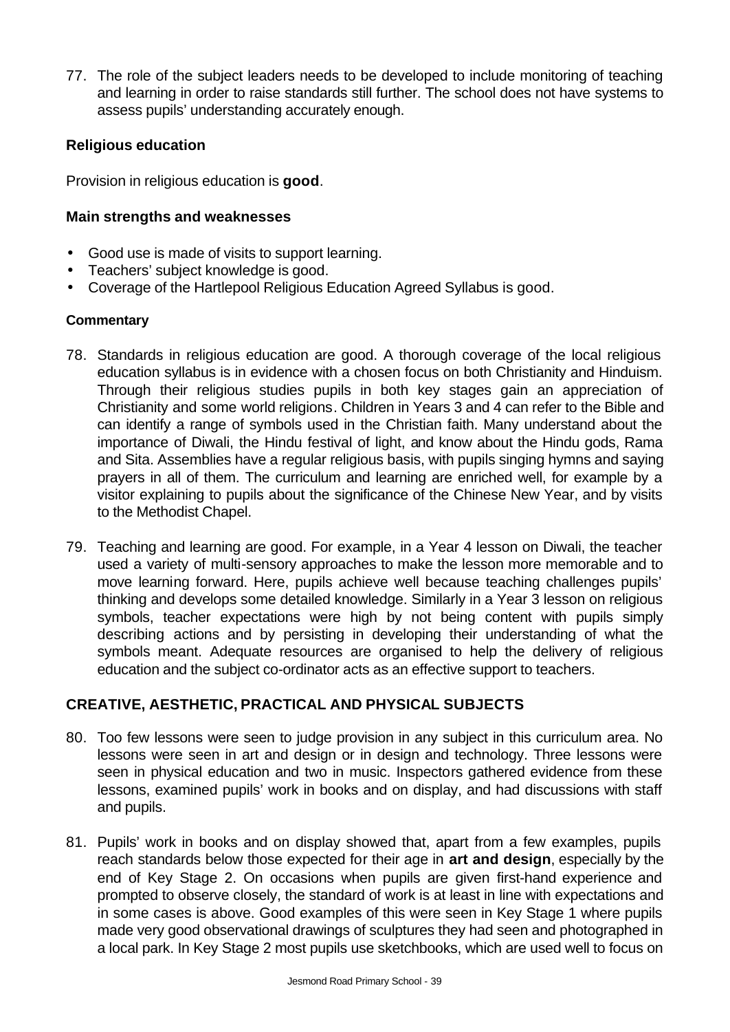77. The role of the subject leaders needs to be developed to include monitoring of teaching and learning in order to raise standards still further. The school does not have systems to assess pupils' understanding accurately enough.

### Religious education

Provision in religious education is **good**.

#### Main strengths and weaknesses

- Good use is made of visits to support learning.
- Teachers' subject knowledge is good.
- Coverage of the Hartlepool Religious Education Agreed Syllabus is good.

#### Commentary

78. Standards in religious education are good. A thorough coverage of the local religious education syllabus is in evidence with a chosen focus on both Christianity and Hinduism. Through their religious studies pupils in both key stages gain an appreciation of Christianity and some world religions. Children in Years 3 and 4 can refer to the Bible and can identify a range of symbols used in the Christian faith. Many understand about the importance of Diwali, the Hindu festival of light, and know about the Hindu gods, Rama and Sita. Assemblies have a regular religious basis, with pupils singing hymns and saying prayers in all of them. The curriculum and learning are enriched well, for example by a visitor explaining to pupils about the significance of the Chinese New Year, and by visits to the Methodist Chapel.

79. Teaching and learning are good. For example, in a Year 4 lesson on Diwali, the teacher used a variety of multi-sensory approaches to make the lesson more memorable and to move learning forward. Here, pupils achieve well because teaching challenges pupils' thinking and develops some detailed knowledge. Similarly in a Year 3 lesson on religious symbols, teacher expectations were high by not being content with pupils simply describing actions and by persisting in developing their understanding of what the symbols meant. Adequate resources are organised to help the delivery of religious education and the subject co-ordinator acts as an effective support to teachers.

### CREATIVE, AESTHETIC, PRACTICAL AND PHYSICAL SUBJECTS

80. Too few lessons were seen to judge provision in any subject in this curriculum area. No lessons were seen in art and design or in design and technology. Three lessons were seen in physical education and two in music. Inspectors gathered evidence from these lessons, examined pupils' work in books and on display, and had discussions with staff and pupils.

81. Pupils' work in books and on display showed that, apart from a few examples, pupils reach standards below those expected for their age in **art and design**, especially by the end of Key Stage 2. On occasions when pupils are given first-hand experience and prompted to observe closely, the standard of work is at least in line with expectations and in some cases is above. Good examples of this were seen in Key Stage 1 where pupils made very good observational drawings of sculptures they had seen and photographed in a local park. In Key Stage 2 most pupils use sketchbooks, which are used well to focus on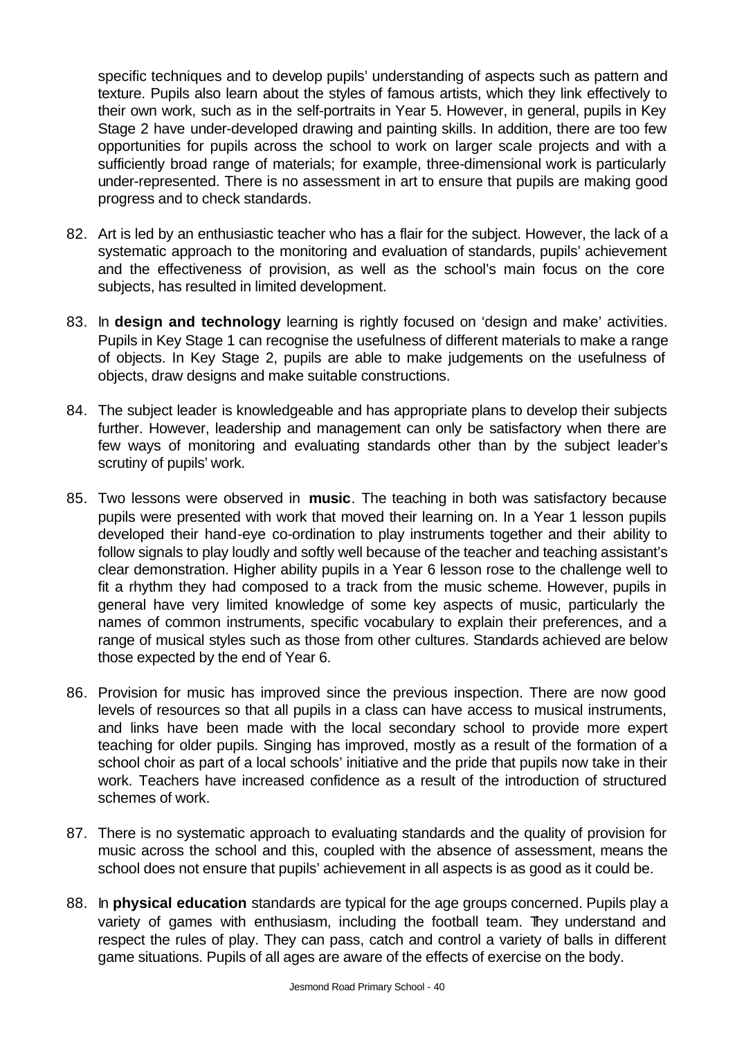specific techniques and to develop pupils' understanding of aspects such as pattern and texture. Pupils also learn about the styles of famous artists, which they link effectively to their own work, such as in the self-portraits in Year 5. However, in general, pupils in Key Stage 2 have under-developed drawing and painting skills. In addition, there are too few opportunities for pupils across the school to work on larger scale projects and with a sufficiently broad range of materials; for example, three-dimensional work is particularly under-represented. There is no assessment in art to ensure that pupils are making good progress and to check standards.

82. Art is led by an enthusiastic teacher who has a flair for the subject. However, the lack of a systematic approach to the monitoring and evaluation of standards, pupils' achievement and the effectiveness of provision, as well as the school's main focus on the core subjects, has resulted in limited development.

83. In **design and technology** learning is rightly focused on 'design and make' activities. Pupils in Key Stage 1 can recognise the usefulness of different materials to make a range of objects. In Key Stage 2, pupils are able to make judgements on the usefulness of objects, draw designs and make suitable constructions.

84. The subject leader is knowledgeable and has appropriate plans to develop their subjects further. However, leadership and management can only be satisfactory when there are few ways of monitoring and evaluating standards other than by the subject leader's scrutiny of pupils' work.

85. Two lessons were observed in **music**. The teaching in both was satisfactory because pupils were presented with work that moved their learning on. In a Year 1 lesson pupils developed their hand-eye co-ordination to play instruments together and their ability to follow signals to play loudly and softly well because of the teacher and teaching assistant's clear demonstration. Higher ability pupils in a Year 6 lesson rose to the challenge well to fit a rhythm they had composed to a track from the music scheme. However, pupils in general have very limited knowledge of some key aspects of music, particularly the names of common instruments, specific vocabulary to explain their preferences, and a range of musical styles such as those from other cultures. Standards achieved are below those expected by the end of Year 6.

86. Provision for music has improved since the previous inspection. There are now good levels of resources so that all pupils in a class can have access to musical instruments, and links have been made with the local secondary school to provide more expert teaching for older pupils. Singing has improved, mostly as a result of the formation of a school choir as part of a local schools' initiative and the pride that pupils now take in their work. Teachers have increased confidence as a result of the introduction of structured schemes of work.

87. There is no systematic approach to evaluating standards and the quality of provision for music across the school and this, coupled with the absence of assessment, means the school does not ensure that pupils' achievement in all aspects is as good as it could be.

88. In **physical education** standards are typical for the age groups concerned. Pupils play a variety of games with enthusiasm, including the football team. They understand and respect the rules of play. They can pass, catch and control a variety of balls in different game situations. Pupils of all ages are aware of the effects of exercise on the body.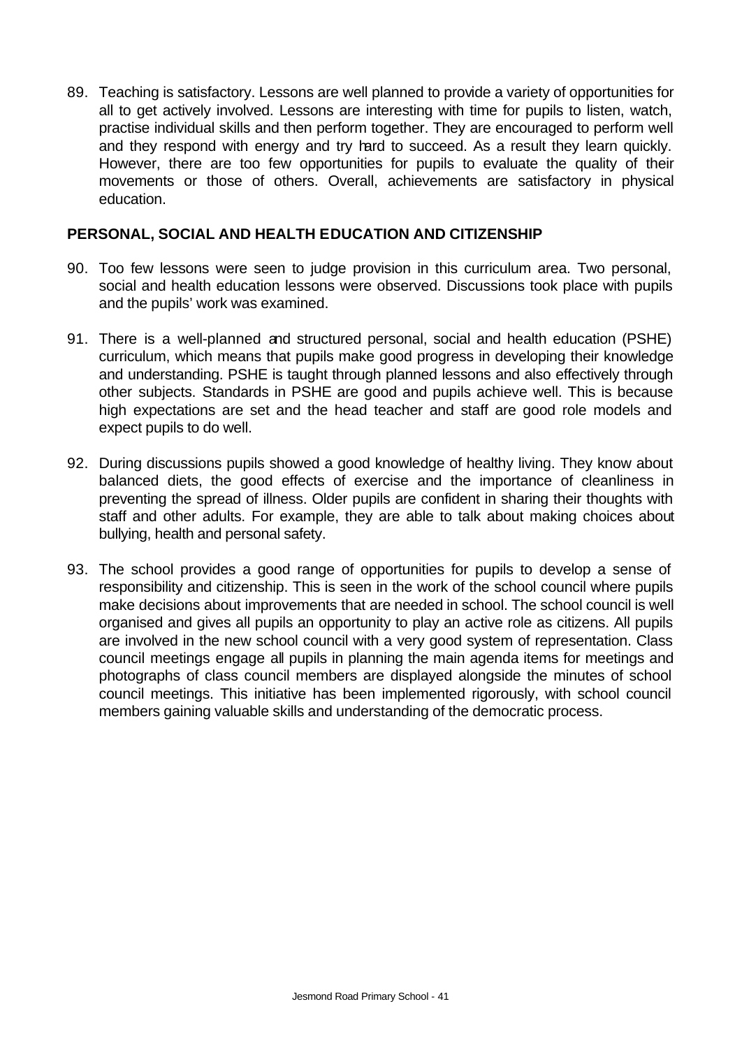89. Teaching is satisfactory. Lessons are well planned to provide a variety of opportunities for all to get actively involved. Lessons are interesting with time for pupils to listen, watch, practise individual skills and then perform together. They are encouraged to perform well and they respond with energy and try hard to succeed. As a result they learn quickly. However, there are too few opportunities for pupils to evaluate the quality of their movements or those of others. Overall, achievements are satisfactory in physical education.

**PERSONAL, SOCIAL AND HEALTH EDUCATION AND CITIZENSHIP**

90. Too few lessons were seen to judge provision in this curriculum area. Two personal, social and health education lessons were observed. Discussions took place with pupils and the pupils' work was examined.

91. There is a well-planned and structured personal, social and health education (PSHE) curriculum, which means that pupils make good progress in developing their knowledge and understanding. PSHE is taught through planned lessons and also effectively through other subjects. Standards in PSHE are good and pupils achieve well. This is because high expectations are set and the head teacher and staff are good role models and expect pupils to do well.

92. During discussions pupils showed a good knowledge of healthy living. They know about balanced diets, the good effects of exercise and the importance of cleanliness in preventing the spread of illness. Older pupils are confident in sharing their thoughts with staff and other adults. For example, they are able to talk about making choices about bullying, health and personal safety.

93. The school provides a good range of opportunities for pupils to develop a sense of responsibility and citizenship. This is seen in the work of the school council where pupils make decisions about improvements that are needed in school. The school council is well organised and gives all pupils an opportunity to play an active role as citizens. All pupils are involved in the new school council with a very good system of representation. Class council meetings engage all pupils in planning the main agenda items for meetings and photographs of class council members are displayed alongside the minutes of school council meetings. This initiative has been implemented rigorously, with school council members gaining valuable skills and understanding of the democratic process.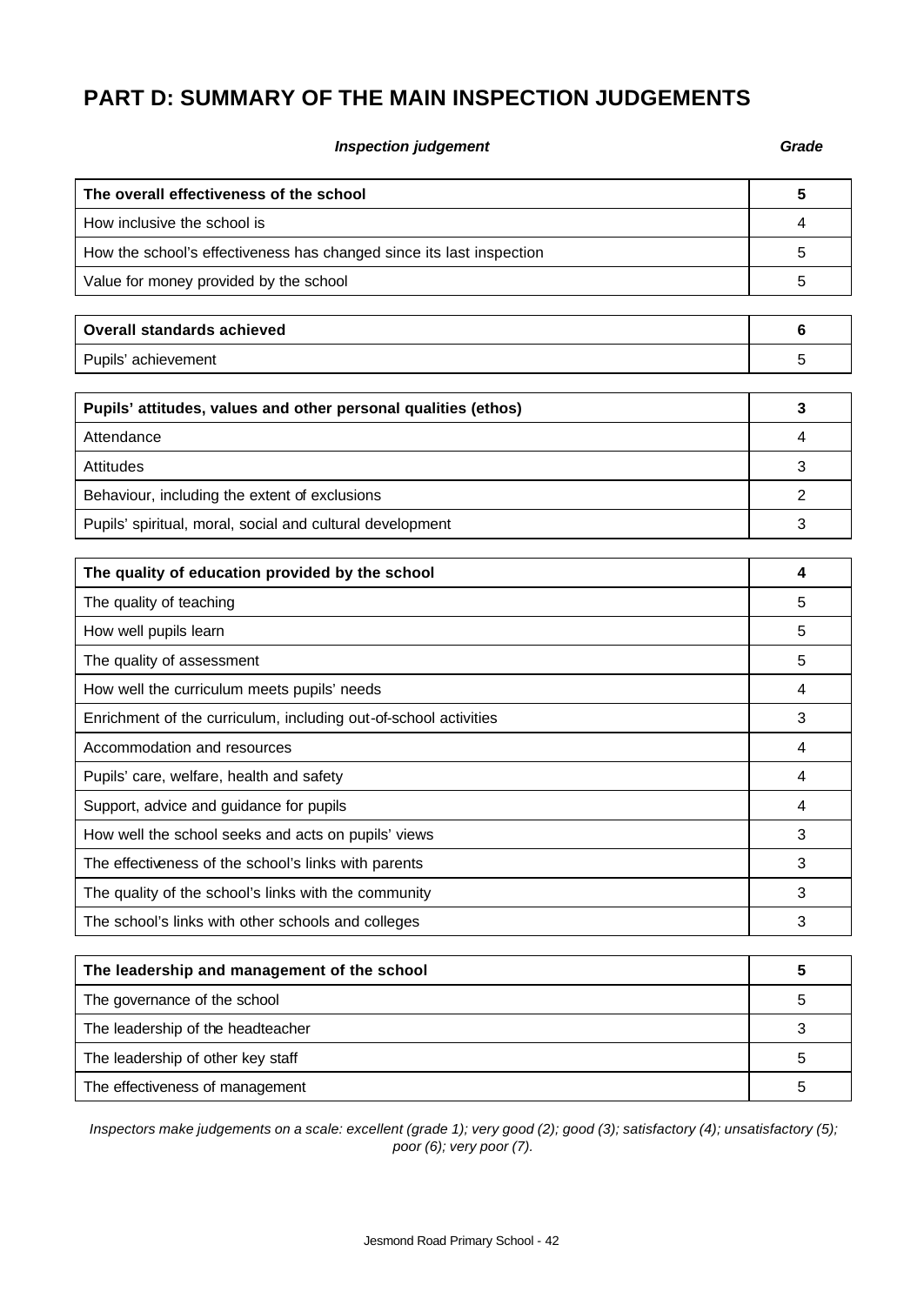# PART D: SUMMARY OF THE MAIN INSPECTION JUDGEMENTS

| *Inspection judgement* | *Grade* |
|---|---|
| **The overall effectiveness of the school** | **5** |
| How inclusive the school is | 4 |
| How the school's effectiveness has changed since its last inspection | 5 |
| Value for money provided by the school | 5 |
| **Overall standards achieved** | **6** |
| Pupils' achievement | 5 |
| **Pupils' attitudes, values and other personal qualities (ethos)** | **3** |
| Attendance | 4 |
| Attitudes | 3 |
| Behaviour, including the extent of exclusions | 2 |
| Pupils' spiritual, moral, social and cultural development | 3 |
| **The quality of education provided by the school** | **4** |
| The quality of teaching | 5 |
| How well pupils learn | 5 |
| The quality of assessment | 5 |
| How well the curriculum meets pupils' needs | 4 |
| Enrichment of the curriculum, including out-of-school activities | 3 |
| Accommodation and resources | 4 |
| Pupils' care, welfare, health and safety | 4 |
| Support, advice and guidance for pupils | 4 |
| How well the school seeks and acts on pupils' views | 3 |
| The effectiveness of the school's links with parents | 3 |
| The quality of the school's links with the community | 3 |
| The school's links with other schools and colleges | 3 |
| **The leadership and management of the school** | **5** |
| The governance of the school | 5 |
| The leadership of the headteacher | 3 |
| The leadership of other key staff | 5 |
| The effectiveness of management | 5 |

*Inspectors make judgements on a scale: excellent (grade 1); very good (2); good (3); satisfactory (4); unsatisfactory (5); poor (6); very poor (7).*